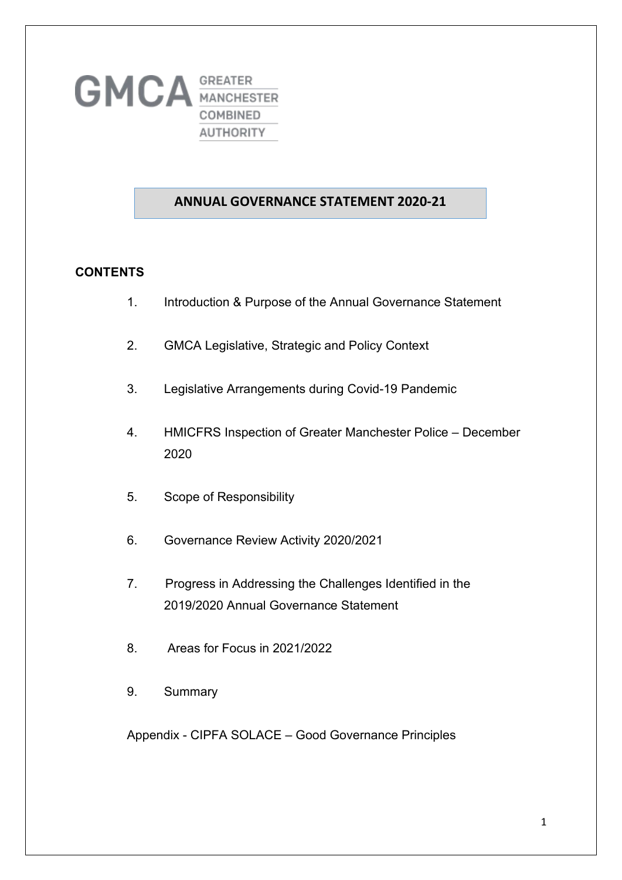GMCA GREATER MANCHESTER COMBINED AUTHORITY

# ANNUAL GOVERNANCE STATEMENT 2020-21

**CONTENTS**

1. Introduction & Purpose of the Annual Governance Statement
2. GMCA Legislative, Strategic and Policy Context
3. Legislative Arrangements during Covid-19 Pandemic
4. HMICFRS Inspection of Greater Manchester Police – December 2020
5. Scope of Responsibility
6. Governance Review Activity 2020/2021
7. Progress in Addressing the Challenges Identified in the 2019/2020 Annual Governance Statement
8. Areas for Focus in 2021/2022
9. Summary

Appendix - CIPFA SOLACE – Good Governance Principles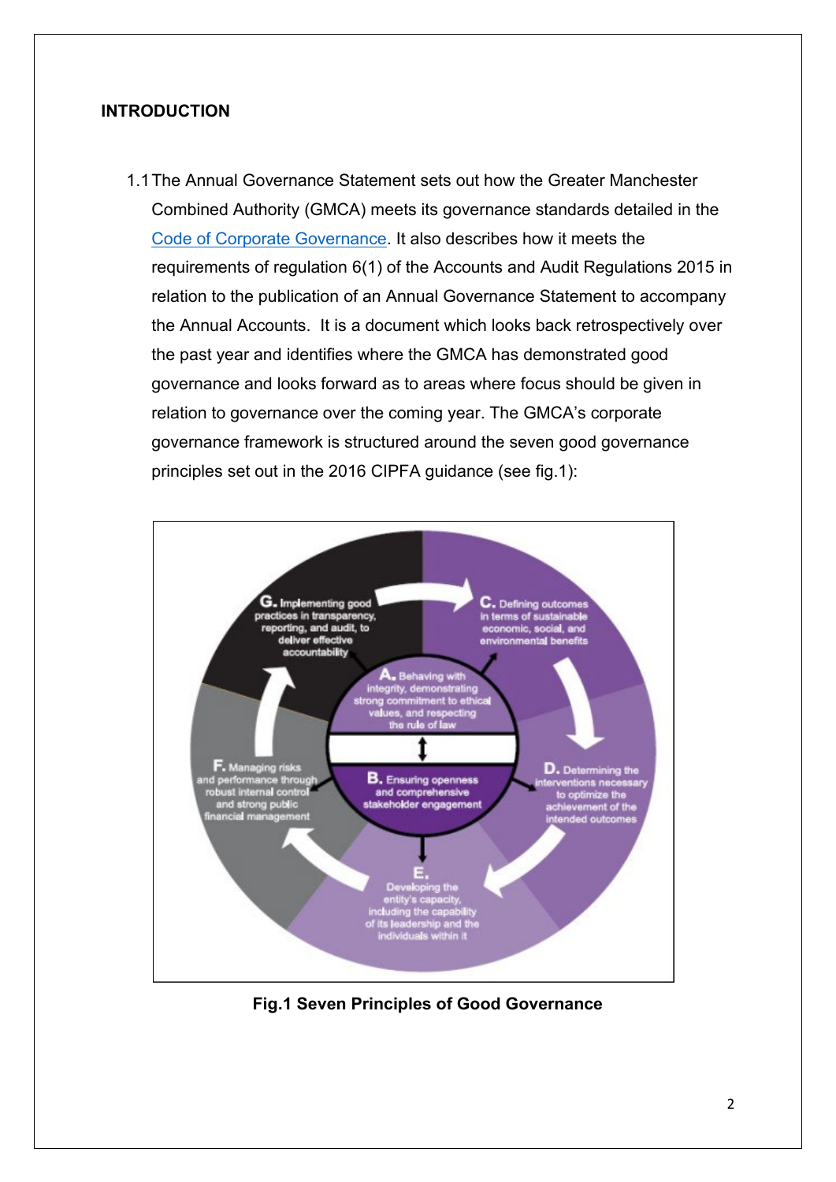## INTRODUCTION

1.1 The Annual Governance Statement sets out how the Greater Manchester Combined Authority (GMCA) meets its governance standards detailed in the Code of Corporate Governance. It also describes how it meets the requirements of regulation 6(1) of the Accounts and Audit Regulations 2015 in relation to the publication of an Annual Governance Statement to accompany the Annual Accounts. It is a document which looks back retrospectively over the past year and identifies where the GMCA has demonstrated good governance and looks forward as to areas where focus should be given in relation to governance over the coming year. The GMCA's corporate governance framework is structured around the seven good governance principles set out in the 2016 CIPFA guidance (see fig.1):

G. Implementing good practices in transparency, reporting, and audit, to deliver effective accountability

C. Defining outcomes in terms of sustainable economic, social, and environmental benefits

A. Behaving with integrity, demonstrating strong commitment to ethical values, and respecting the rule of law

B. Ensuring openness and comprehensive stakeholder engagement

D. Determining the interventions necessary to optimize the achievement of the intended outcomes

E. Developing the entity's capacity, including the capability of its leadership and the individuals within it

F. Managing risks and performance through robust internal control and strong public financial management

**Fig.1 Seven Principles of Good Governance**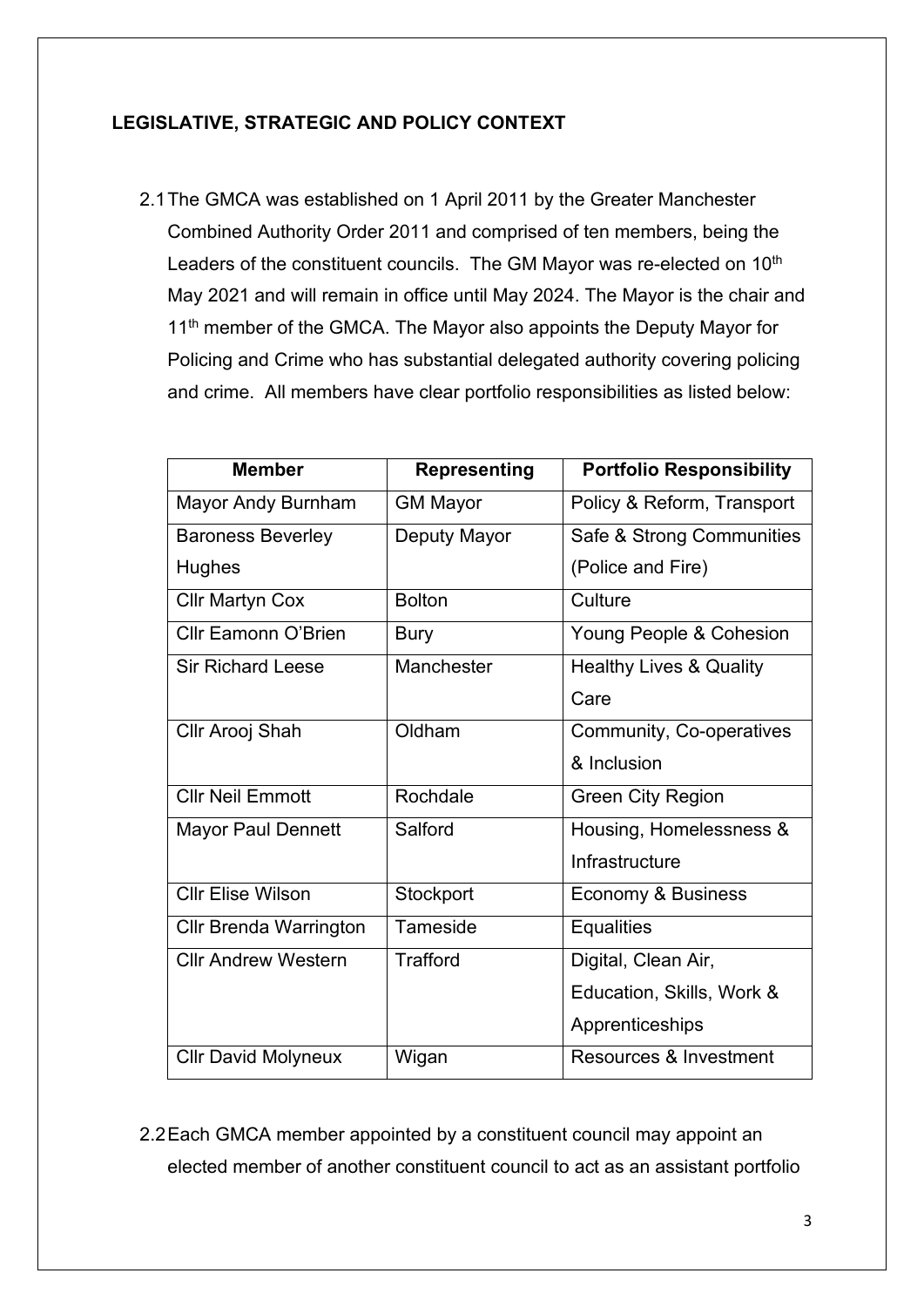## LEGISLATIVE, STRATEGIC AND POLICY CONTEXT

2.1 The GMCA was established on 1 April 2011 by the Greater Manchester Combined Authority Order 2011 and comprised of ten members, being the Leaders of the constituent councils. The GM Mayor was re-elected on 10th May 2021 and will remain in office until May 2024. The Mayor is the chair and 11th member of the GMCA. The Mayor also appoints the Deputy Mayor for Policing and Crime who has substantial delegated authority covering policing and crime. All members have clear portfolio responsibilities as listed below:

| Member | Representing | Portfolio Responsibility |
|---|---|---|
| Mayor Andy Burnham | GM Mayor | Policy & Reform, Transport |
| Baroness Beverley Hughes | Deputy Mayor | Safe & Strong Communities (Police and Fire) |
| Cllr Martyn Cox | Bolton | Culture |
| Cllr Eamonn O'Brien | Bury | Young People & Cohesion |
| Sir Richard Leese | Manchester | Healthy Lives & Quality Care |
| Cllr Arooj Shah | Oldham | Community, Co-operatives & Inclusion |
| Cllr Neil Emmott | Rochdale | Green City Region |
| Mayor Paul Dennett | Salford | Housing, Homelessness & Infrastructure |
| Cllr Elise Wilson | Stockport | Economy & Business |
| Cllr Brenda Warrington | Tameside | Equalities |
| Cllr Andrew Western | Trafford | Digital, Clean Air, Education, Skills, Work & Apprenticeships |
| Cllr David Molyneux | Wigan | Resources & Investment |

2.2 Each GMCA member appointed by a constituent council may appoint an elected member of another constituent council to act as an assistant portfolio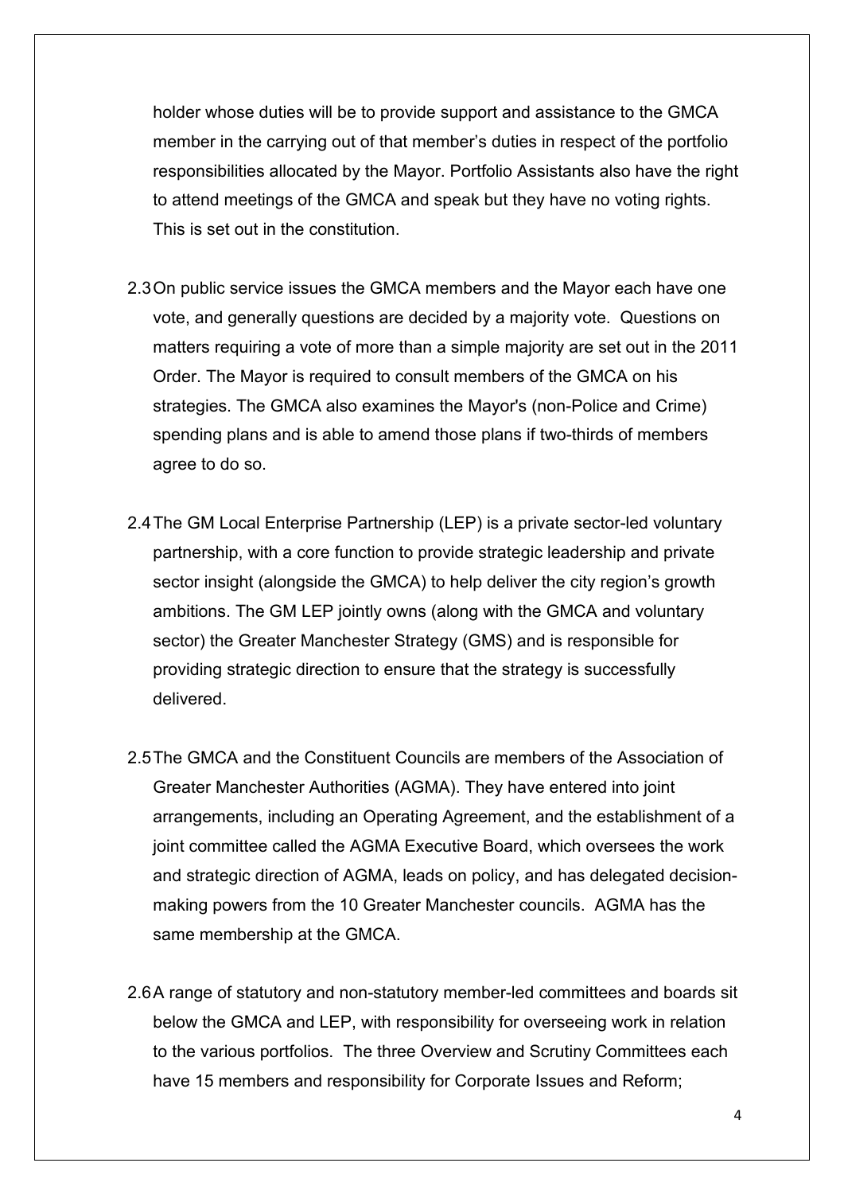holder whose duties will be to provide support and assistance to the GMCA member in the carrying out of that member's duties in respect of the portfolio responsibilities allocated by the Mayor. Portfolio Assistants also have the right to attend meetings of the GMCA and speak but they have no voting rights. This is set out in the constitution.

2.3 On public service issues the GMCA members and the Mayor each have one vote, and generally questions are decided by a majority vote. Questions on matters requiring a vote of more than a simple majority are set out in the 2011 Order. The Mayor is required to consult members of the GMCA on his strategies. The GMCA also examines the Mayor's (non-Police and Crime) spending plans and is able to amend those plans if two-thirds of members agree to do so.

2.4 The GM Local Enterprise Partnership (LEP) is a private sector-led voluntary partnership, with a core function to provide strategic leadership and private sector insight (alongside the GMCA) to help deliver the city region's growth ambitions. The GM LEP jointly owns (along with the GMCA and voluntary sector) the Greater Manchester Strategy (GMS) and is responsible for providing strategic direction to ensure that the strategy is successfully delivered.

2.5 The GMCA and the Constituent Councils are members of the Association of Greater Manchester Authorities (AGMA). They have entered into joint arrangements, including an Operating Agreement, and the establishment of a joint committee called the AGMA Executive Board, which oversees the work and strategic direction of AGMA, leads on policy, and has delegated decision-making powers from the 10 Greater Manchester councils. AGMA has the same membership at the GMCA.

2.6 A range of statutory and non-statutory member-led committees and boards sit below the GMCA and LEP, with responsibility for overseeing work in relation to the various portfolios. The three Overview and Scrutiny Committees each have 15 members and responsibility for Corporate Issues and Reform;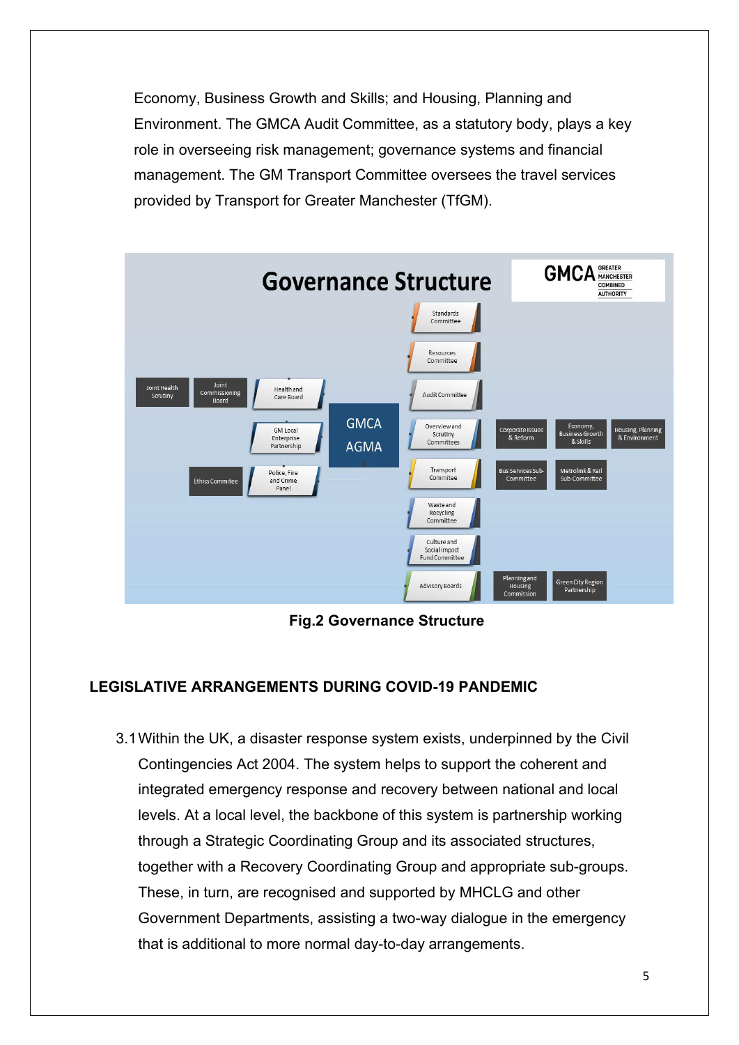Economy, Business Growth and Skills; and Housing, Planning and Environment. The GMCA Audit Committee, as a statutory body, plays a key role in overseeing risk management; governance systems and financial management. The GM Transport Committee oversees the travel services provided by Transport for Greater Manchester (TfGM).

Fig.2 Governance Structure

## LEGISLATIVE ARRANGEMENTS DURING COVID-19 PANDEMIC

3.1 Within the UK, a disaster response system exists, underpinned by the Civil Contingencies Act 2004. The system helps to support the coherent and integrated emergency response and recovery between national and local levels. At a local level, the backbone of this system is partnership working through a Strategic Coordinating Group and its associated structures, together with a Recovery Coordinating Group and appropriate sub-groups. These, in turn, are recognised and supported by MHCLG and other Government Departments, assisting a two-way dialogue in the emergency that is additional to more normal day-to-day arrangements.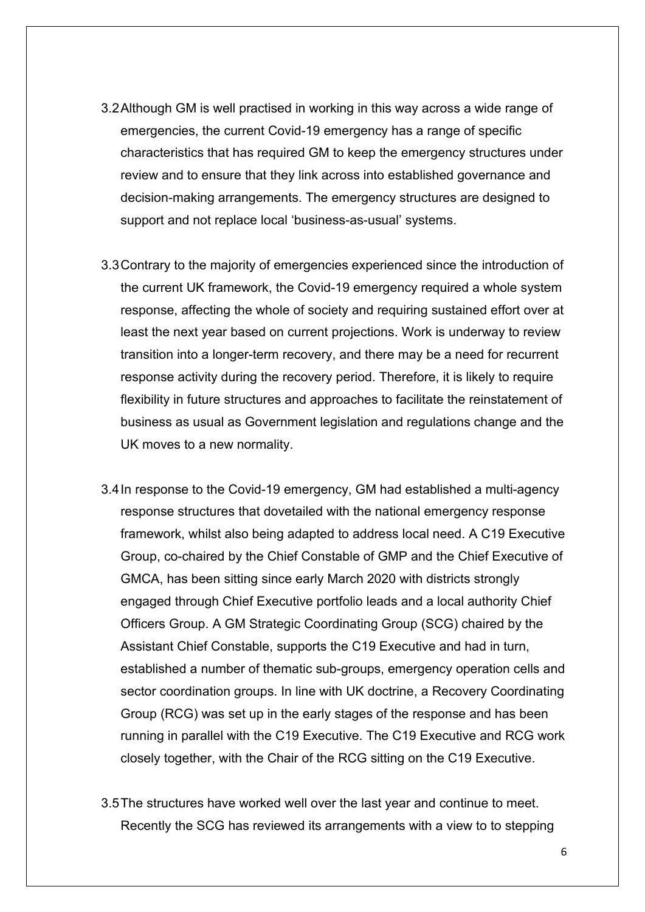3.2 Although GM is well practised in working in this way across a wide range of emergencies, the current Covid-19 emergency has a range of specific characteristics that has required GM to keep the emergency structures under review and to ensure that they link across into established governance and decision-making arrangements. The emergency structures are designed to support and not replace local 'business-as-usual' systems.

3.3 Contrary to the majority of emergencies experienced since the introduction of the current UK framework, the Covid-19 emergency required a whole system response, affecting the whole of society and requiring sustained effort over at least the next year based on current projections. Work is underway to review transition into a longer-term recovery, and there may be a need for recurrent response activity during the recovery period. Therefore, it is likely to require flexibility in future structures and approaches to facilitate the reinstatement of business as usual as Government legislation and regulations change and the UK moves to a new normality.

3.4 In response to the Covid-19 emergency, GM had established a multi-agency response structures that dovetailed with the national emergency response framework, whilst also being adapted to address local need. A C19 Executive Group, co-chaired by the Chief Constable of GMP and the Chief Executive of GMCA, has been sitting since early March 2020 with districts strongly engaged through Chief Executive portfolio leads and a local authority Chief Officers Group. A GM Strategic Coordinating Group (SCG) chaired by the Assistant Chief Constable, supports the C19 Executive and had in turn, established a number of thematic sub-groups, emergency operation cells and sector coordination groups. In line with UK doctrine, a Recovery Coordinating Group (RCG) was set up in the early stages of the response and has been running in parallel with the C19 Executive. The C19 Executive and RCG work closely together, with the Chair of the RCG sitting on the C19 Executive.

3.5 The structures have worked well over the last year and continue to meet. Recently the SCG has reviewed its arrangements with a view to to stepping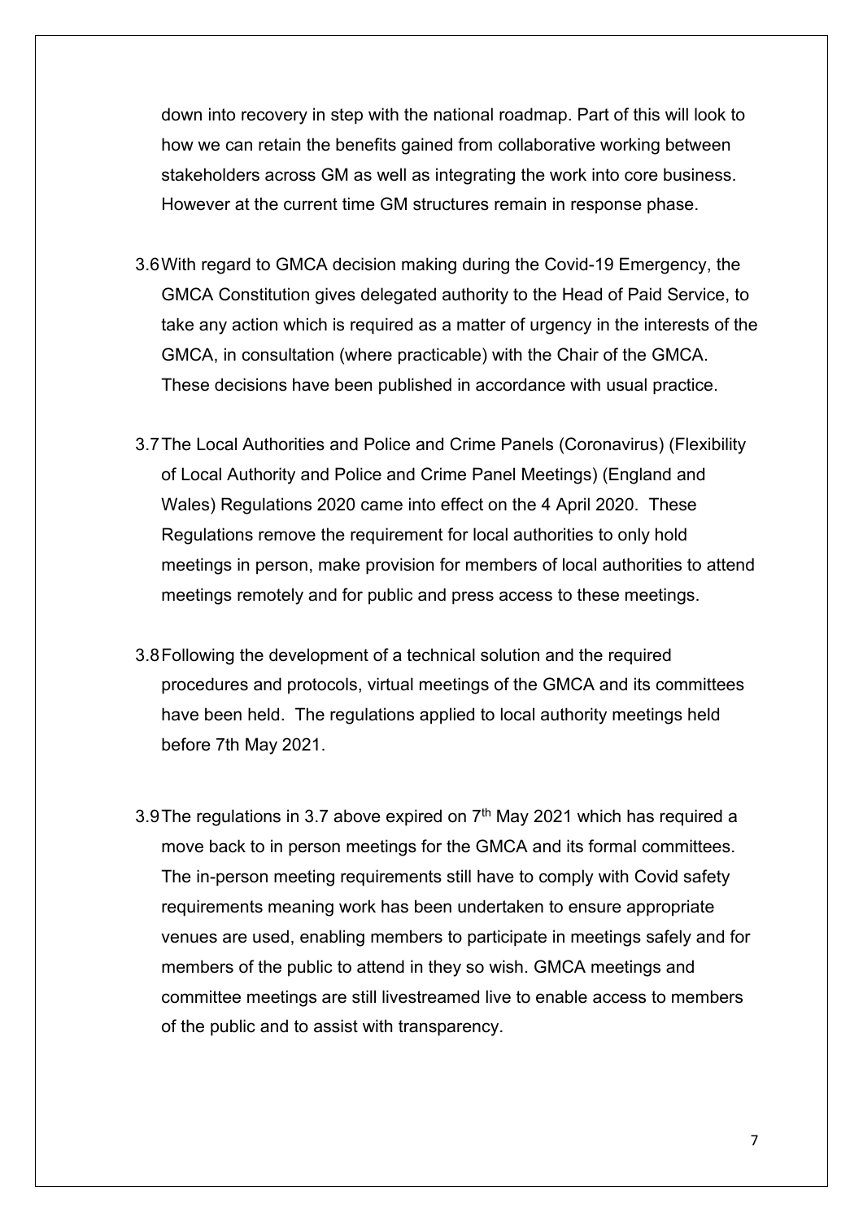down into recovery in step with the national roadmap. Part of this will look to how we can retain the benefits gained from collaborative working between stakeholders across GM as well as integrating the work into core business. However at the current time GM structures remain in response phase.

3.6 With regard to GMCA decision making during the Covid-19 Emergency, the GMCA Constitution gives delegated authority to the Head of Paid Service, to take any action which is required as a matter of urgency in the interests of the GMCA, in consultation (where practicable) with the Chair of the GMCA. These decisions have been published in accordance with usual practice.

3.7 The Local Authorities and Police and Crime Panels (Coronavirus) (Flexibility of Local Authority and Police and Crime Panel Meetings) (England and Wales) Regulations 2020 came into effect on the 4 April 2020. These Regulations remove the requirement for local authorities to only hold meetings in person, make provision for members of local authorities to attend meetings remotely and for public and press access to these meetings.

3.8 Following the development of a technical solution and the required procedures and protocols, virtual meetings of the GMCA and its committees have been held. The regulations applied to local authority meetings held before 7th May 2021.

3.9 The regulations in 3.7 above expired on 7th May 2021 which has required a move back to in person meetings for the GMCA and its formal committees. The in-person meeting requirements still have to comply with Covid safety requirements meaning work has been undertaken to ensure appropriate venues are used, enabling members to participate in meetings safely and for members of the public to attend in they so wish. GMCA meetings and committee meetings are still livestreamed live to enable access to members of the public and to assist with transparency.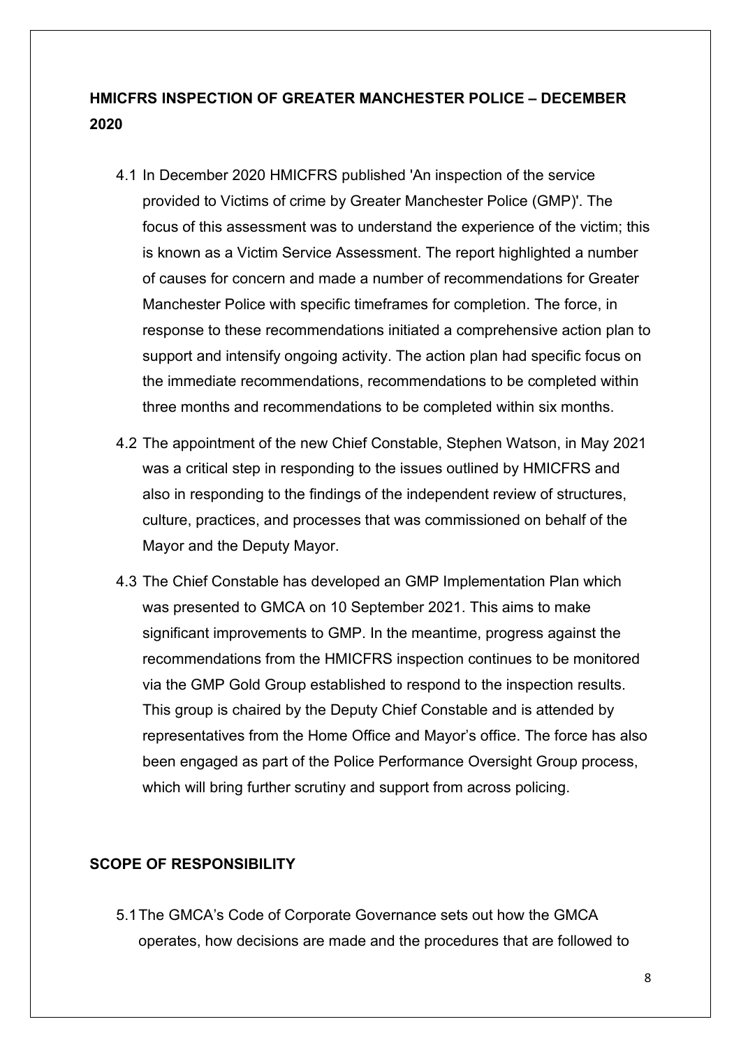## HMICFRS INSPECTION OF GREATER MANCHESTER POLICE – DECEMBER 2020

4.1 In December 2020 HMICFRS published 'An inspection of the service provided to Victims of crime by Greater Manchester Police (GMP)'. The focus of this assessment was to understand the experience of the victim; this is known as a Victim Service Assessment. The report highlighted a number of causes for concern and made a number of recommendations for Greater Manchester Police with specific timeframes for completion. The force, in response to these recommendations initiated a comprehensive action plan to support and intensify ongoing activity. The action plan had specific focus on the immediate recommendations, recommendations to be completed within three months and recommendations to be completed within six months.

4.2 The appointment of the new Chief Constable, Stephen Watson, in May 2021 was a critical step in responding to the issues outlined by HMICFRS and also in responding to the findings of the independent review of structures, culture, practices, and processes that was commissioned on behalf of the Mayor and the Deputy Mayor.

4.3 The Chief Constable has developed an GMP Implementation Plan which was presented to GMCA on 10 September 2021. This aims to make significant improvements to GMP. In the meantime, progress against the recommendations from the HMICFRS inspection continues to be monitored via the GMP Gold Group established to respond to the inspection results. This group is chaired by the Deputy Chief Constable and is attended by representatives from the Home Office and Mayor's office. The force has also been engaged as part of the Police Performance Oversight Group process, which will bring further scrutiny and support from across policing.

## SCOPE OF RESPONSIBILITY

5.1 The GMCA's Code of Corporate Governance sets out how the GMCA operates, how decisions are made and the procedures that are followed to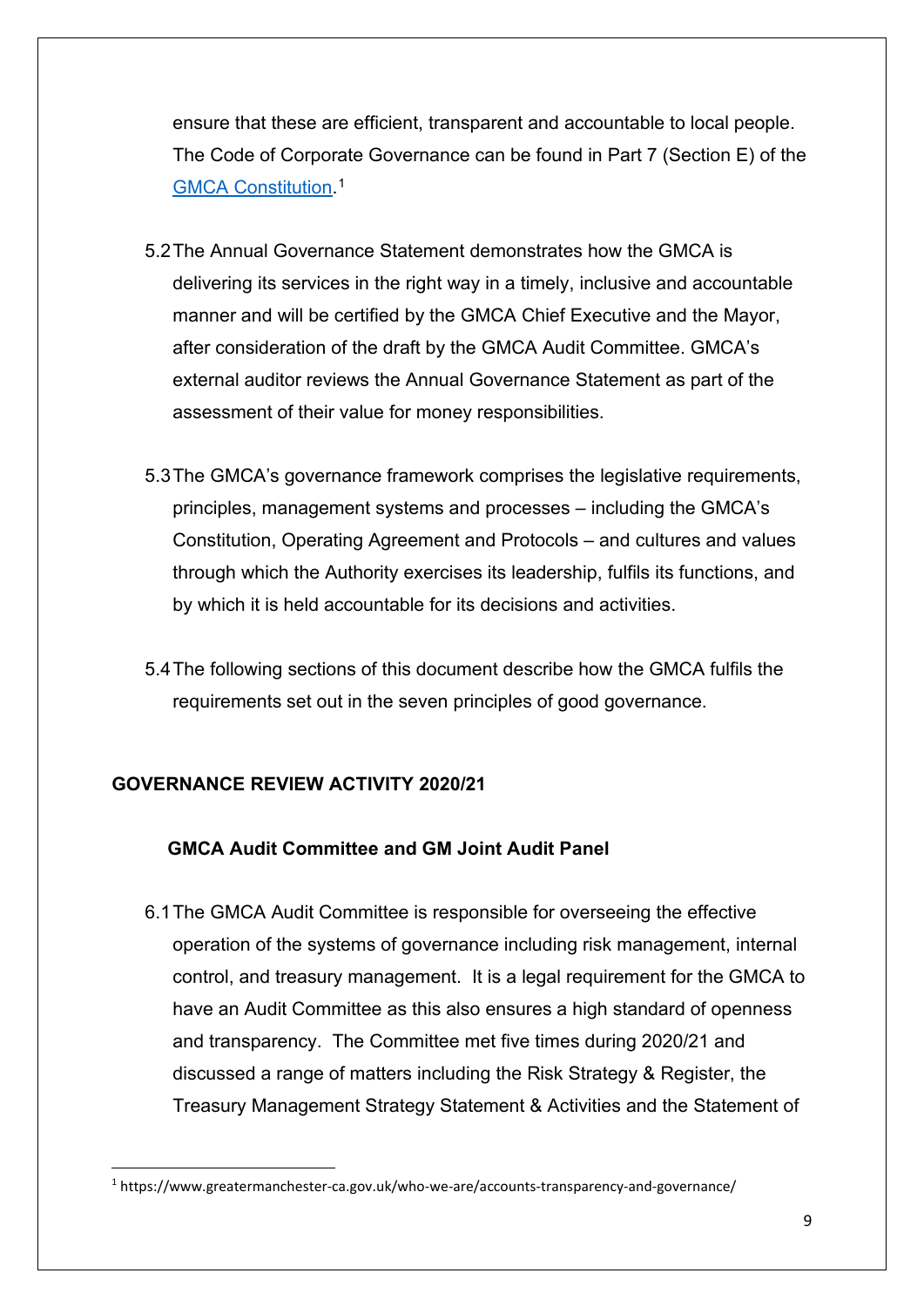ensure that these are efficient, transparent and accountable to local people. The Code of Corporate Governance can be found in Part 7 (Section E) of the [GMCA Constitution](https://www.greatermanchester-ca.gov.uk/who-we-are/accounts-transparency-and-governance/).[1]

5.2 The Annual Governance Statement demonstrates how the GMCA is delivering its services in the right way in a timely, inclusive and accountable manner and will be certified by the GMCA Chief Executive and the Mayor, after consideration of the draft by the GMCA Audit Committee. GMCA's external auditor reviews the Annual Governance Statement as part of the assessment of their value for money responsibilities.

5.3 The GMCA's governance framework comprises the legislative requirements, principles, management systems and processes – including the GMCA's Constitution, Operating Agreement and Protocols – and cultures and values through which the Authority exercises its leadership, fulfils its functions, and by which it is held accountable for its decisions and activities.

5.4 The following sections of this document describe how the GMCA fulfils the requirements set out in the seven principles of good governance.

## GOVERNANCE REVIEW ACTIVITY 2020/21

### GMCA Audit Committee and GM Joint Audit Panel

6.1 The GMCA Audit Committee is responsible for overseeing the effective operation of the systems of governance including risk management, internal control, and treasury management. It is a legal requirement for the GMCA to have an Audit Committee as this also ensures a high standard of openness and transparency. The Committee met five times during 2020/21 and discussed a range of matters including the Risk Strategy & Register, the Treasury Management Strategy Statement & Activities and the Statement of

[1] https://www.greatermanchester-ca.gov.uk/who-we-are/accounts-transparency-and-governance/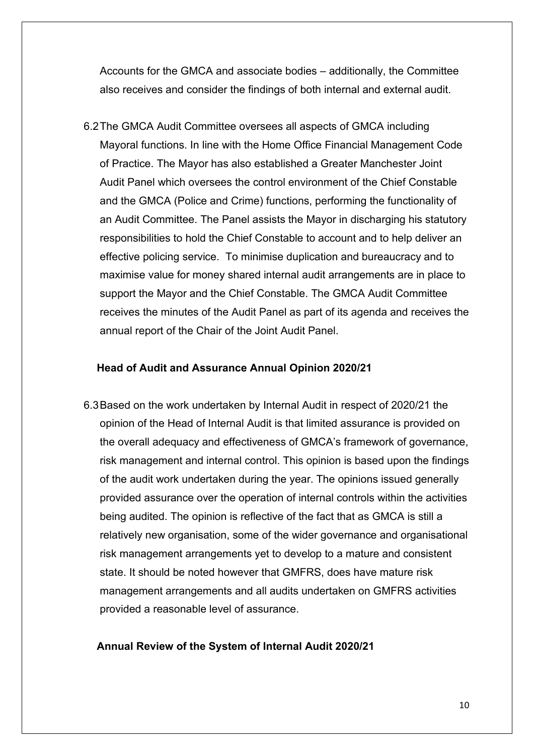Accounts for the GMCA and associate bodies – additionally, the Committee also receives and consider the findings of both internal and external audit.

6.2 The GMCA Audit Committee oversees all aspects of GMCA including Mayoral functions. In line with the Home Office Financial Management Code of Practice. The Mayor has also established a Greater Manchester Joint Audit Panel which oversees the control environment of the Chief Constable and the GMCA (Police and Crime) functions, performing the functionality of an Audit Committee. The Panel assists the Mayor in discharging his statutory responsibilities to hold the Chief Constable to account and to help deliver an effective policing service. To minimise duplication and bureaucracy and to maximise value for money shared internal audit arrangements are in place to support the Mayor and the Chief Constable. The GMCA Audit Committee receives the minutes of the Audit Panel as part of its agenda and receives the annual report of the Chair of the Joint Audit Panel.

**Head of Audit and Assurance Annual Opinion 2020/21**

6.3 Based on the work undertaken by Internal Audit in respect of 2020/21 the opinion of the Head of Internal Audit is that limited assurance is provided on the overall adequacy and effectiveness of GMCA's framework of governance, risk management and internal control. This opinion is based upon the findings of the audit work undertaken during the year. The opinions issued generally provided assurance over the operation of internal controls within the activities being audited. The opinion is reflective of the fact that as GMCA is still a relatively new organisation, some of the wider governance and organisational risk management arrangements yet to develop to a mature and consistent state. It should be noted however that GMFRS, does have mature risk management arrangements and all audits undertaken on GMFRS activities provided a reasonable level of assurance.

**Annual Review of the System of Internal Audit 2020/21**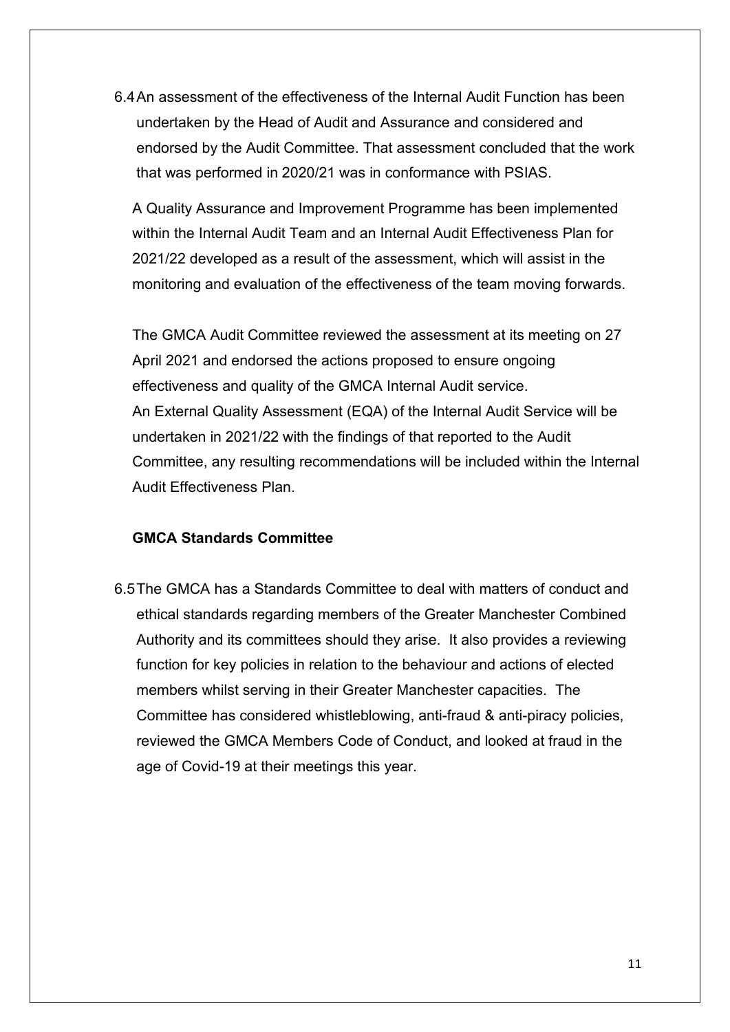6.4 An assessment of the effectiveness of the Internal Audit Function has been undertaken by the Head of Audit and Assurance and considered and endorsed by the Audit Committee. That assessment concluded that the work that was performed in 2020/21 was in conformance with PSIAS.

A Quality Assurance and Improvement Programme has been implemented within the Internal Audit Team and an Internal Audit Effectiveness Plan for 2021/22 developed as a result of the assessment, which will assist in the monitoring and evaluation of the effectiveness of the team moving forwards.

The GMCA Audit Committee reviewed the assessment at its meeting on 27 April 2021 and endorsed the actions proposed to ensure ongoing effectiveness and quality of the GMCA Internal Audit service.
An External Quality Assessment (EQA) of the Internal Audit Service will be undertaken in 2021/22 with the findings of that reported to the Audit Committee, any resulting recommendations will be included within the Internal Audit Effectiveness Plan.

**GMCA Standards Committee**

6.5 The GMCA has a Standards Committee to deal with matters of conduct and ethical standards regarding members of the Greater Manchester Combined Authority and its committees should they arise. It also provides a reviewing function for key policies in relation to the behaviour and actions of elected members whilst serving in their Greater Manchester capacities. The Committee has considered whistleblowing, anti-fraud & anti-piracy policies, reviewed the GMCA Members Code of Conduct, and looked at fraud in the age of Covid-19 at their meetings this year.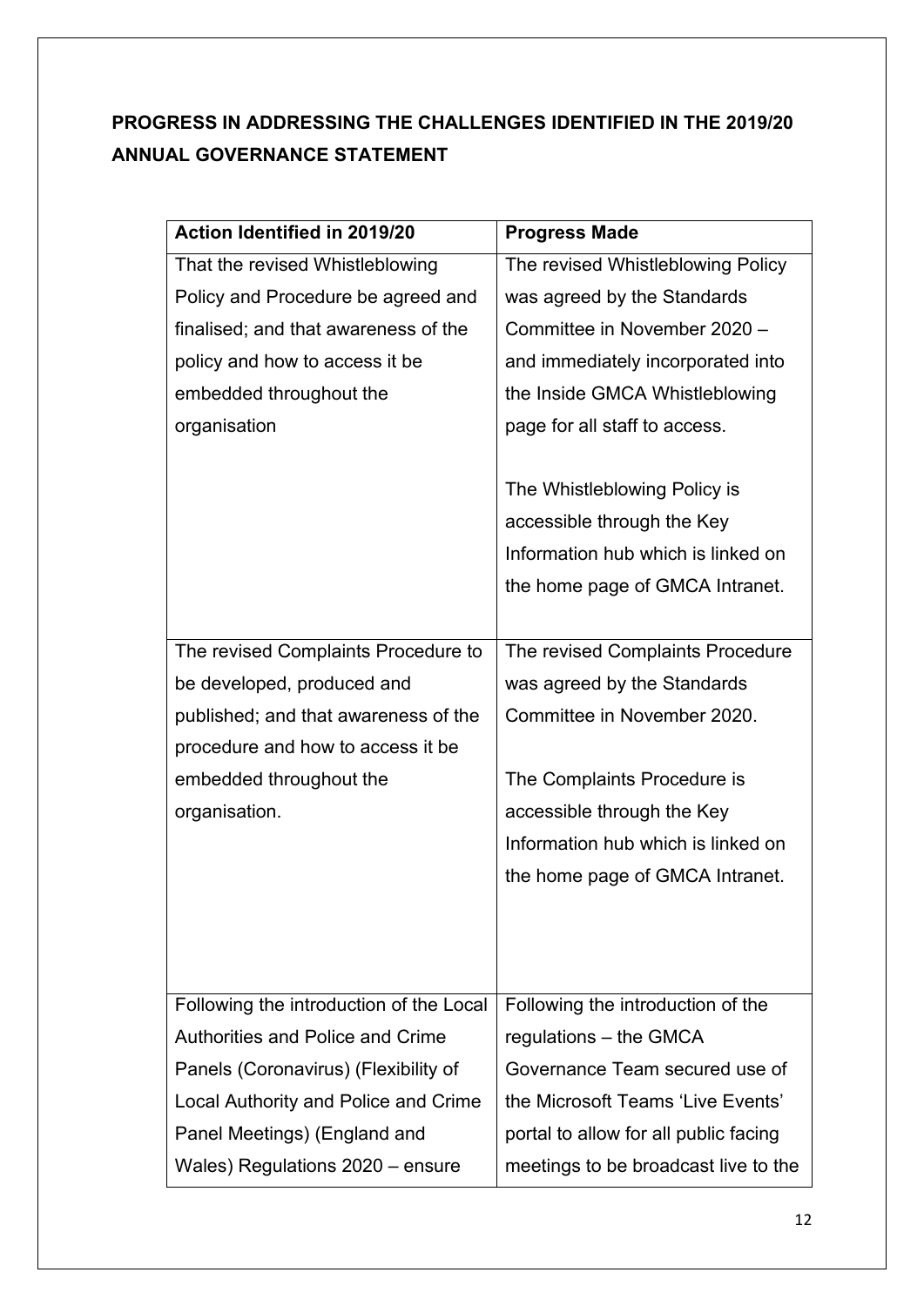**PROGRESS IN ADDRESSING THE CHALLENGES IDENTIFIED IN THE 2019/20 ANNUAL GOVERNANCE STATEMENT**

| Action Identified in 2019/20 | Progress Made |
|---|---|
| That the revised Whistleblowing Policy and Procedure be agreed and finalised; and that awareness of the policy and how to access it be embedded throughout the organisation | The revised Whistleblowing Policy was agreed by the Standards Committee in November 2020 – and immediately incorporated into the Inside GMCA Whistleblowing page for all staff to access.<br><br>The Whistleblowing Policy is accessible through the Key Information hub which is linked on the home page of GMCA Intranet. |
| The revised Complaints Procedure to be developed, produced and published; and that awareness of the procedure and how to access it be embedded throughout the organisation. | The revised Complaints Procedure was agreed by the Standards Committee in November 2020.<br><br>The Complaints Procedure is accessible through the Key Information hub which is linked on the home page of GMCA Intranet. |
| Following the introduction of the Local Authorities and Police and Crime Panels (Coronavirus) (Flexibility of Local Authority and Police and Crime Panel Meetings) (England and Wales) Regulations 2020 – ensure | Following the introduction of the regulations – the GMCA Governance Team secured use of the Microsoft Teams 'Live Events' portal to allow for all public facing meetings to be broadcast live to the |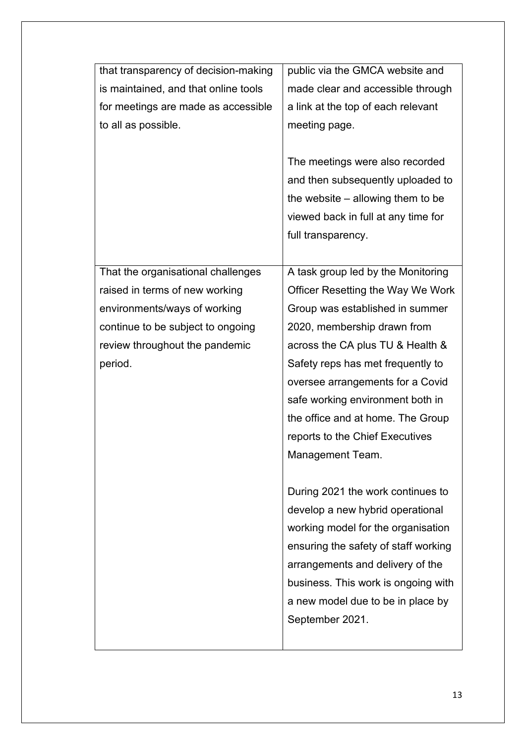| | |
|---|---|
| that transparency of decision-making is maintained, and that online tools for meetings are made as accessible to all as possible. | public via the GMCA website and made clear and accessible through a link at the top of each relevant meeting page.<br><br>The meetings were also recorded and then subsequently uploaded to the website – allowing them to be viewed back in full at any time for full transparency. |
| That the organisational challenges raised in terms of new working environments/ways of working continue to be subject to ongoing review throughout the pandemic period. | A task group led by the Monitoring Officer Resetting the Way We Work Group was established in summer 2020, membership drawn from across the CA plus TU & Health & Safety reps has met frequently to oversee arrangements for a Covid safe working environment both in the office and at home. The Group reports to the Chief Executives Management Team.<br><br>During 2021 the work continues to develop a new hybrid operational working model for the organisation ensuring the safety of staff working arrangements and delivery of the business. This work is ongoing with a new model due to be in place by September 2021. |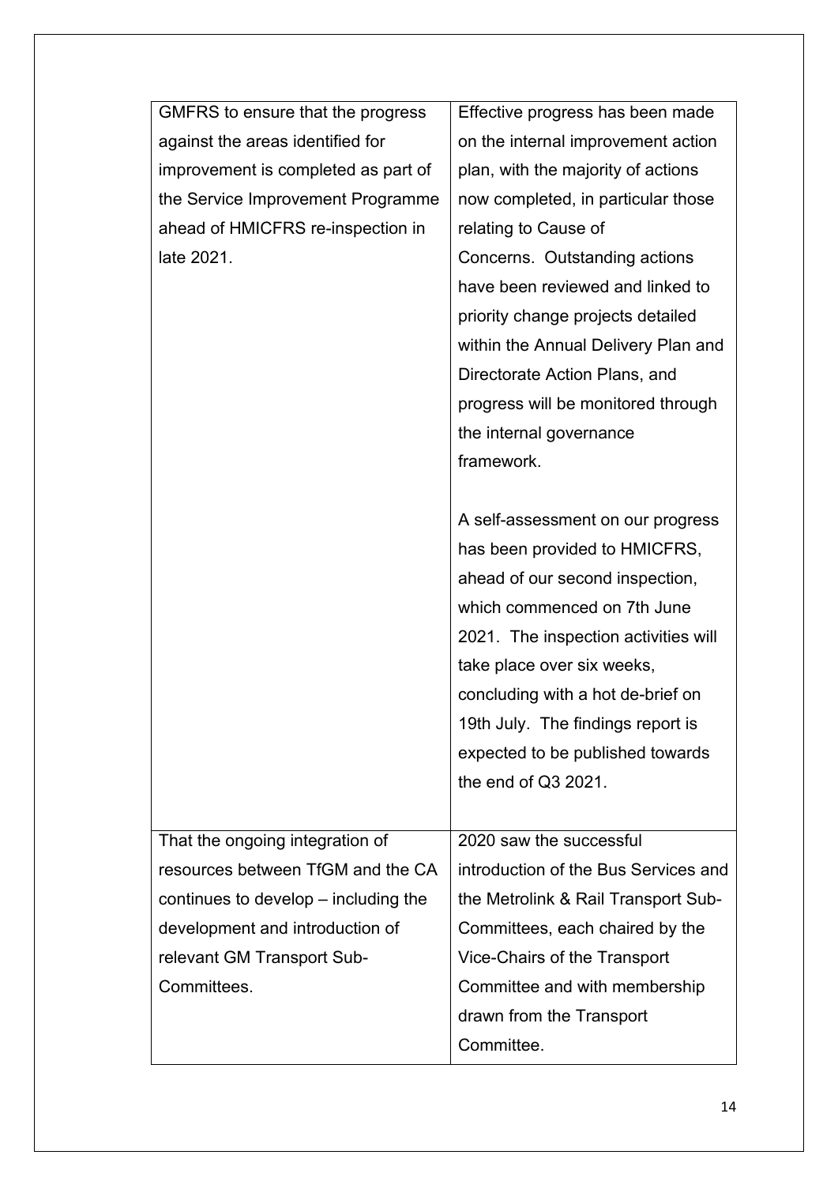| | |
|---|---|
| GMFRS to ensure that the progress against the areas identified for improvement is completed as part of the Service Improvement Programme ahead of HMICFRS re-inspection in late 2021. | Effective progress has been made on the internal improvement action plan, with the majority of actions now completed, in particular those relating to Cause of Concerns. Outstanding actions have been reviewed and linked to priority change projects detailed within the Annual Delivery Plan and Directorate Action Plans, and progress will be monitored through the internal governance framework.<br><br>A self-assessment on our progress has been provided to HMICFRS, ahead of our second inspection, which commenced on 7th June 2021. The inspection activities will take place over six weeks, concluding with a hot de-brief on 19th July. The findings report is expected to be published towards the end of Q3 2021. |
| That the ongoing integration of resources between TfGM and the CA continues to develop – including the development and introduction of relevant GM Transport Sub-Committees. | 2020 saw the successful introduction of the Bus Services and the Metrolink & Rail Transport Sub-Committees, each chaired by the Vice-Chairs of the Transport Committee and with membership drawn from the Transport Committee. |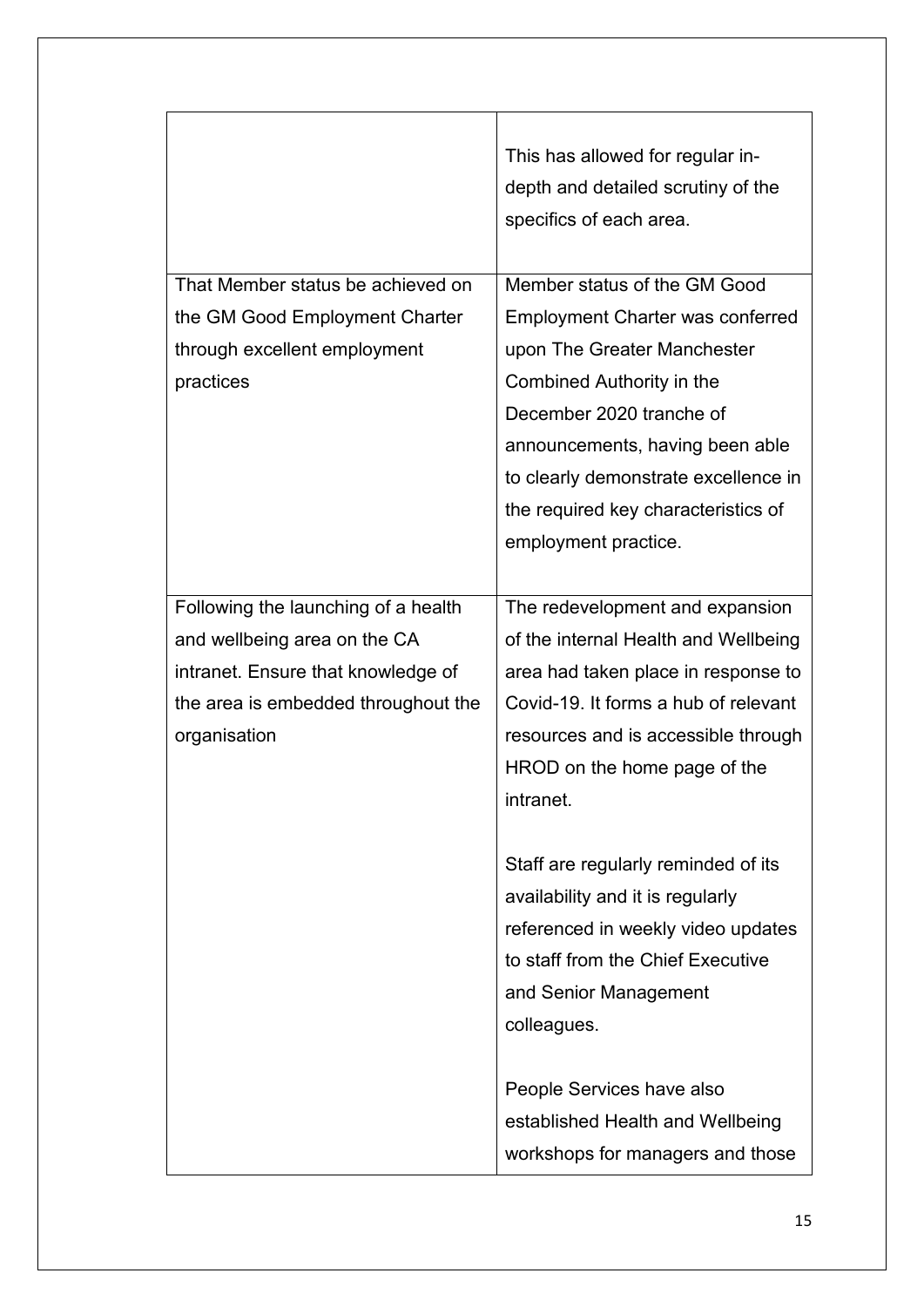| | |
|---|---|
| | This has allowed for regular in-depth and detailed scrutiny of the specifics of each area. |
| That Member status be achieved on the GM Good Employment Charter through excellent employment practices | Member status of the GM Good Employment Charter was conferred upon The Greater Manchester Combined Authority in the December 2020 tranche of announcements, having been able to clearly demonstrate excellence in the required key characteristics of employment practice. |
| Following the launching of a health and wellbeing area on the CA intranet. Ensure that knowledge of the area is embedded throughout the organisation | The redevelopment and expansion of the internal Health and Wellbeing area had taken place in response to Covid-19. It forms a hub of relevant resources and is accessible through HROD on the home page of the intranet.<br><br>Staff are regularly reminded of its availability and it is regularly referenced in weekly video updates to staff from the Chief Executive and Senior Management colleagues.<br><br>People Services have also established Health and Wellbeing workshops for managers and those |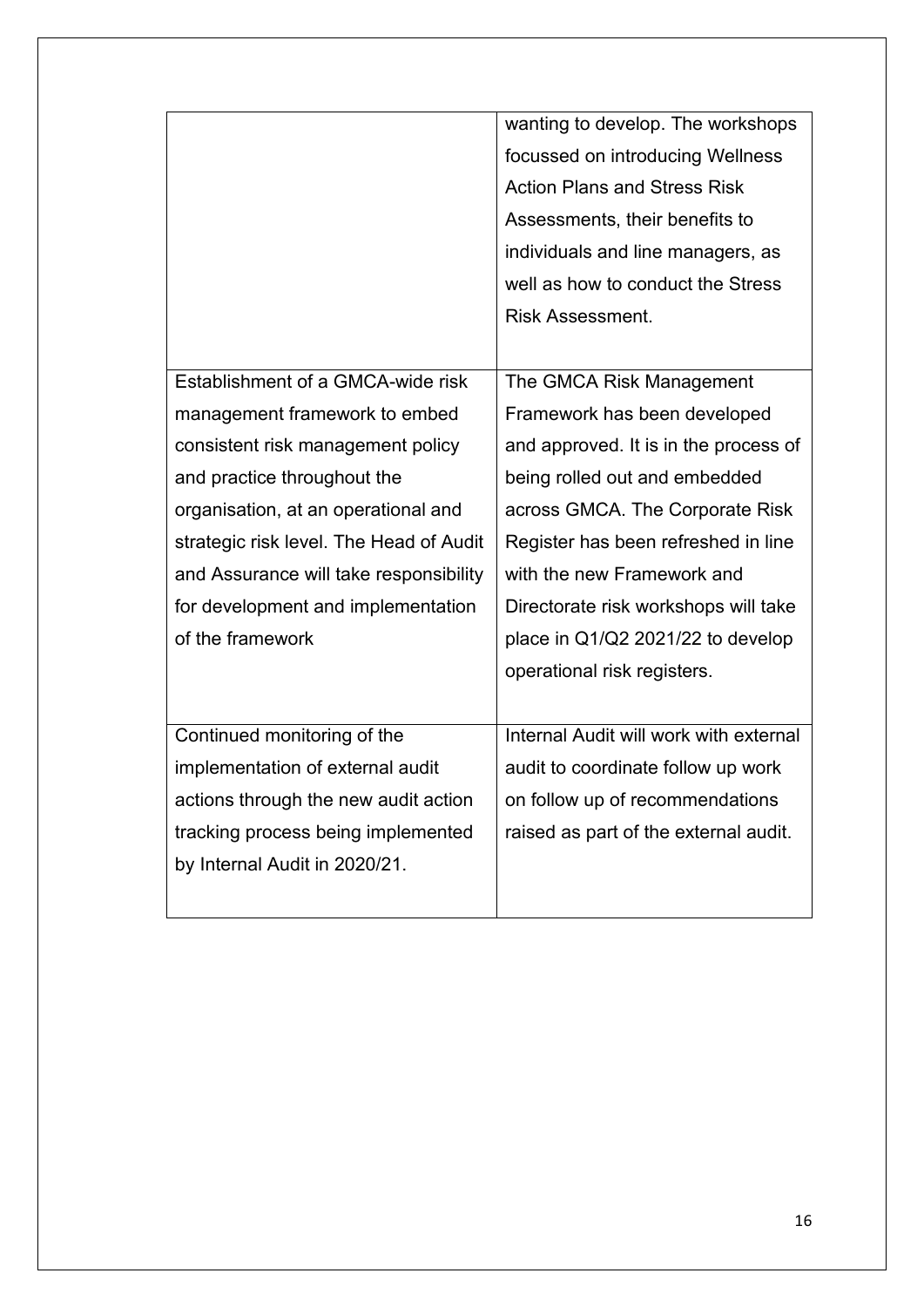| | |
|---|---|
| | wanting to develop. The workshops focussed on introducing Wellness Action Plans and Stress Risk Assessments, their benefits to individuals and line managers, as well as how to conduct the Stress Risk Assessment. |
| Establishment of a GMCA-wide risk management framework to embed consistent risk management policy and practice throughout the organisation, at an operational and strategic risk level. The Head of Audit and Assurance will take responsibility for development and implementation of the framework | The GMCA Risk Management Framework has been developed and approved. It is in the process of being rolled out and embedded across GMCA. The Corporate Risk Register has been refreshed in line with the new Framework and Directorate risk workshops will take place in Q1/Q2 2021/22 to develop operational risk registers. |
| Continued monitoring of the implementation of external audit actions through the new audit action tracking process being implemented by Internal Audit in 2020/21. | Internal Audit will work with external audit to coordinate follow up work on follow up of recommendations raised as part of the external audit. |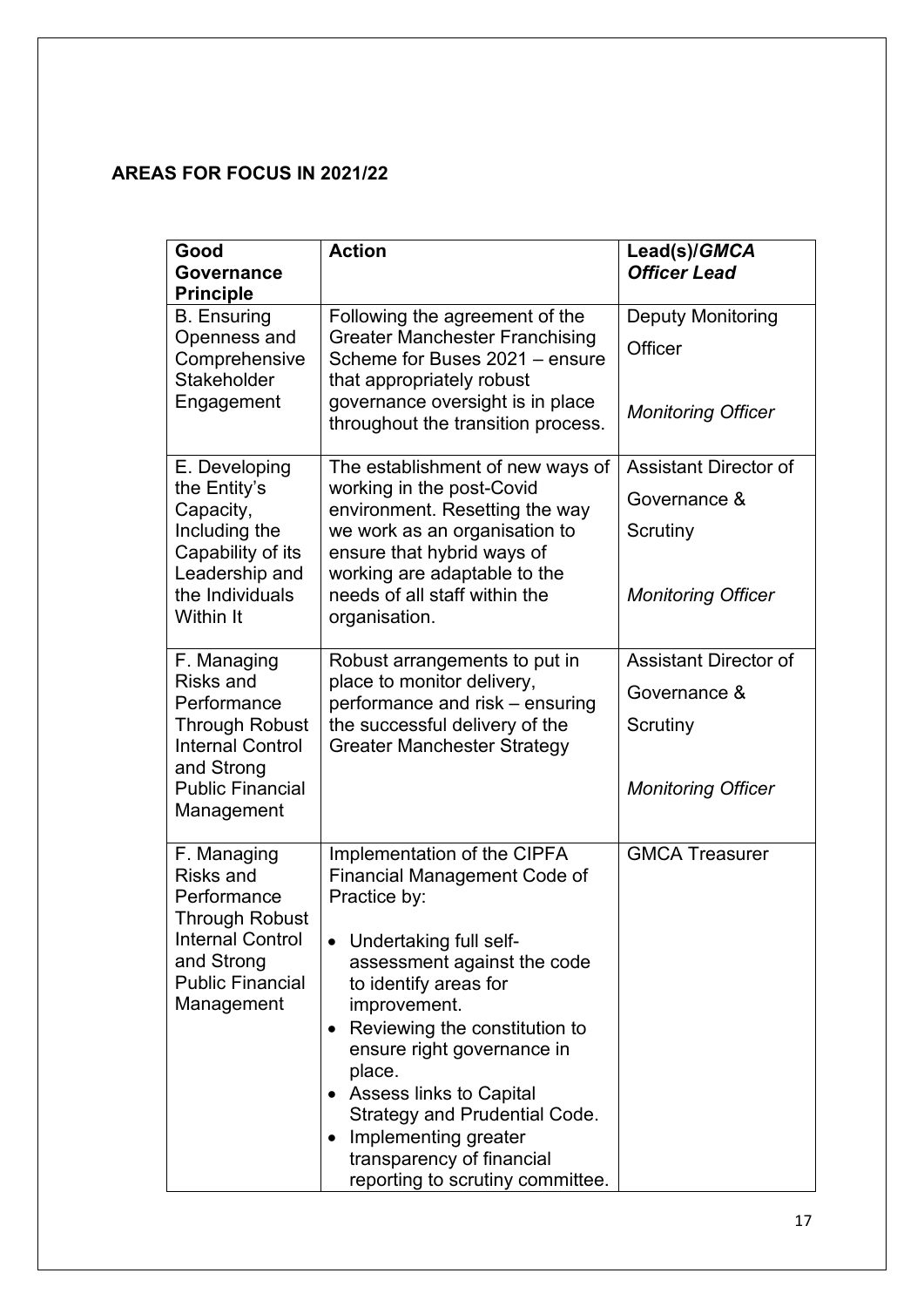**AREAS FOR FOCUS IN 2021/22**

| Good Governance Principle | Action | Lead(s)/*GMCA Officer Lead* |
|---|---|---|
| B. Ensuring Openness and Comprehensive Stakeholder Engagement | Following the agreement of the Greater Manchester Franchising Scheme for Buses 2021 – ensure that appropriately robust governance oversight is in place throughout the transition process. | Deputy Monitoring Officer<br><br>*Monitoring Officer* |
| E. Developing the Entity's Capacity, Including the Capability of its Leadership and the Individuals Within It | The establishment of new ways of working in the post-Covid environment. Resetting the way we work as an organisation to ensure that hybrid ways of working are adaptable to the needs of all staff within the organisation. | Assistant Director of Governance & Scrutiny<br><br>*Monitoring Officer* |
| F. Managing Risks and Performance Through Robust Internal Control and Strong Public Financial Management | Robust arrangements to put in place to monitor delivery, performance and risk – ensuring the successful delivery of the Greater Manchester Strategy | Assistant Director of Governance & Scrutiny<br><br>*Monitoring Officer* |
| F. Managing Risks and Performance Through Robust Internal Control and Strong Public Financial Management | Implementation of the CIPFA Financial Management Code of Practice by:<br>• Undertaking full self-assessment against the code to identify areas for improvement.<br>• Reviewing the constitution to ensure right governance in place.<br>• Assess links to Capital Strategy and Prudential Code.<br>• Implementing greater transparency of financial reporting to scrutiny committee. | GMCA Treasurer |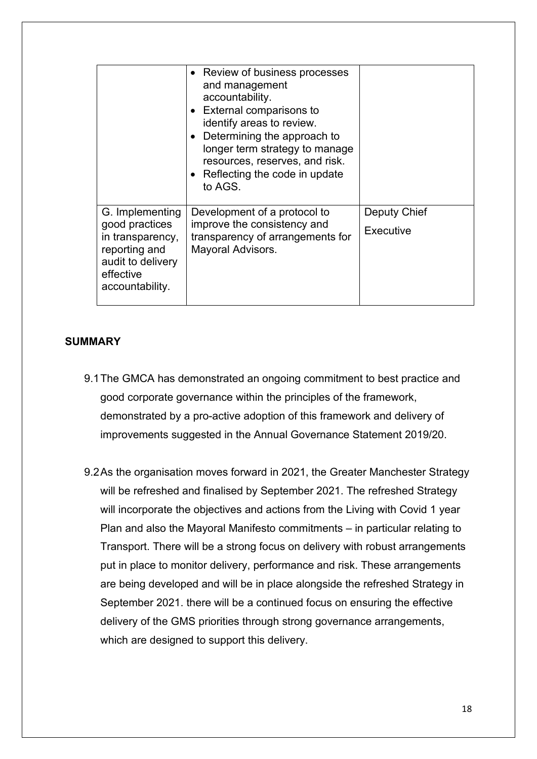| | | |
|---|---|---|
| | • Review of business processes and management accountability.<br>• External comparisons to identify areas to review.<br>• Determining the approach to longer term strategy to manage resources, reserves, and risk.<br>• Reflecting the code in update to AGS. | |
| G. Implementing good practices in transparency, reporting and audit to delivery effective accountability. | Development of a protocol to improve the consistency and transparency of arrangements for Mayoral Advisors. | Deputy Chief Executive |

## SUMMARY

9.1 The GMCA has demonstrated an ongoing commitment to best practice and good corporate governance within the principles of the framework, demonstrated by a pro-active adoption of this framework and delivery of improvements suggested in the Annual Governance Statement 2019/20.

9.2 As the organisation moves forward in 2021, the Greater Manchester Strategy will be refreshed and finalised by September 2021. The refreshed Strategy will incorporate the objectives and actions from the Living with Covid 1 year Plan and also the Mayoral Manifesto commitments – in particular relating to Transport. There will be a strong focus on delivery with robust arrangements put in place to monitor delivery, performance and risk. These arrangements are being developed and will be in place alongside the refreshed Strategy in September 2021. there will be a continued focus on ensuring the effective delivery of the GMS priorities through strong governance arrangements, which are designed to support this delivery.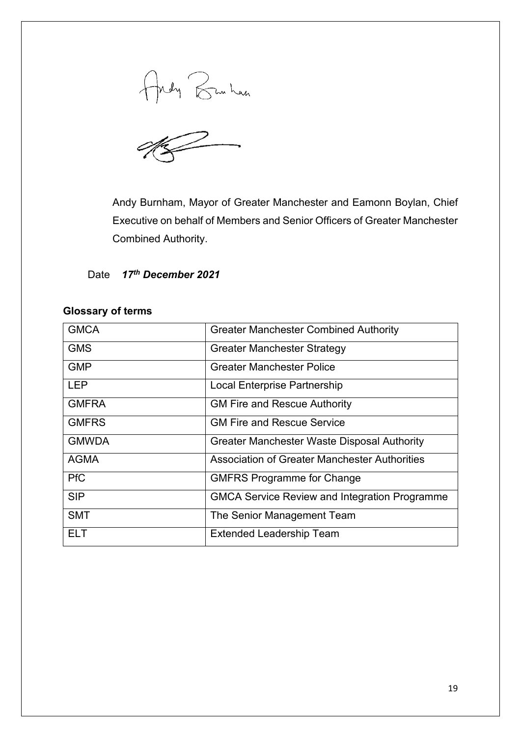Andy Burnham, Mayor of Greater Manchester and Eamonn Boylan, Chief Executive on behalf of Members and Senior Officers of Greater Manchester Combined Authority.

Date ***17th December 2021***

**Glossary of terms**

| | |
|---|---|
| GMCA | Greater Manchester Combined Authority |
| GMS | Greater Manchester Strategy |
| GMP | Greater Manchester Police |
| LEP | Local Enterprise Partnership |
| GMFRA | GM Fire and Rescue Authority |
| GMFRS | GM Fire and Rescue Service |
| GMWDA | Greater Manchester Waste Disposal Authority |
| AGMA | Association of Greater Manchester Authorities |
| PfC | GMFRS Programme for Change |
| SIP | GMCA Service Review and Integration Programme |
| SMT | The Senior Management Team |
| ELT | Extended Leadership Team |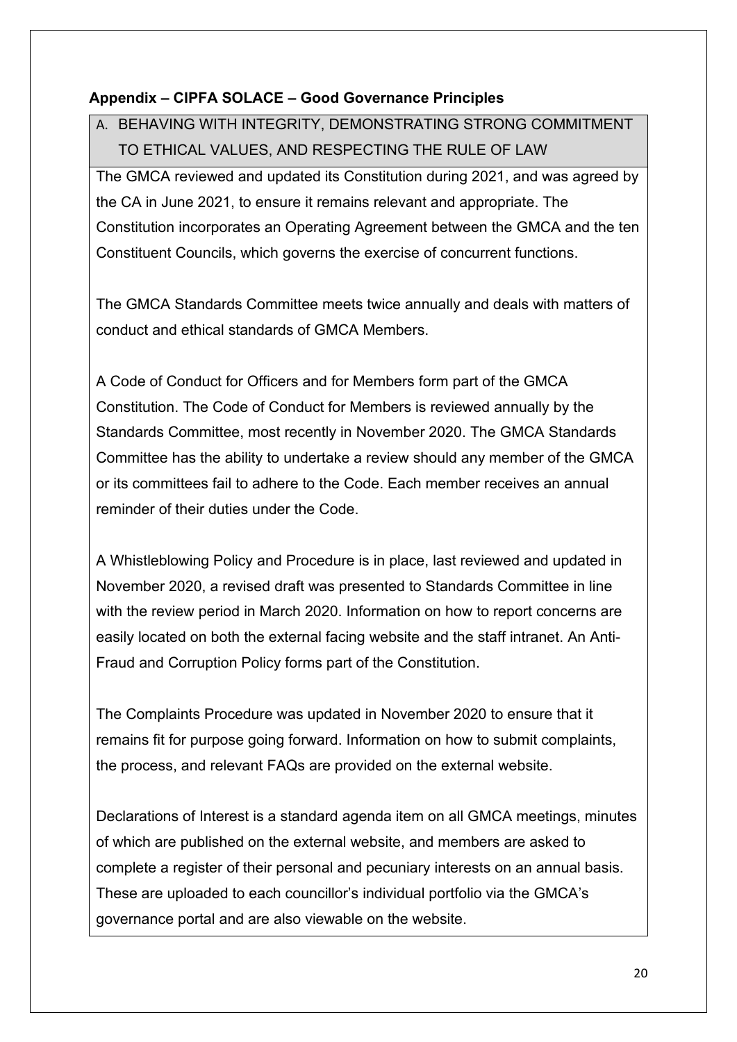### Appendix – CIPFA SOLACE – Good Governance Principles

#### A. BEHAVING WITH INTEGRITY, DEMONSTRATING STRONG COMMITMENT TO ETHICAL VALUES, AND RESPECTING THE RULE OF LAW

The GMCA reviewed and updated its Constitution during 2021, and was agreed by the CA in June 2021, to ensure it remains relevant and appropriate. The Constitution incorporates an Operating Agreement between the GMCA and the ten Constituent Councils, which governs the exercise of concurrent functions.

The GMCA Standards Committee meets twice annually and deals with matters of conduct and ethical standards of GMCA Members.

A Code of Conduct for Officers and for Members form part of the GMCA Constitution. The Code of Conduct for Members is reviewed annually by the Standards Committee, most recently in November 2020. The GMCA Standards Committee has the ability to undertake a review should any member of the GMCA or its committees fail to adhere to the Code. Each member receives an annual reminder of their duties under the Code.

A Whistleblowing Policy and Procedure is in place, last reviewed and updated in November 2020, a revised draft was presented to Standards Committee in line with the review period in March 2020. Information on how to report concerns are easily located on both the external facing website and the staff intranet. An Anti-Fraud and Corruption Policy forms part of the Constitution.

The Complaints Procedure was updated in November 2020 to ensure that it remains fit for purpose going forward. Information on how to submit complaints, the process, and relevant FAQs are provided on the external website.

Declarations of Interest is a standard agenda item on all GMCA meetings, minutes of which are published on the external website, and members are asked to complete a register of their personal and pecuniary interests on an annual basis. These are uploaded to each councillor's individual portfolio via the GMCA's governance portal and are also viewable on the website.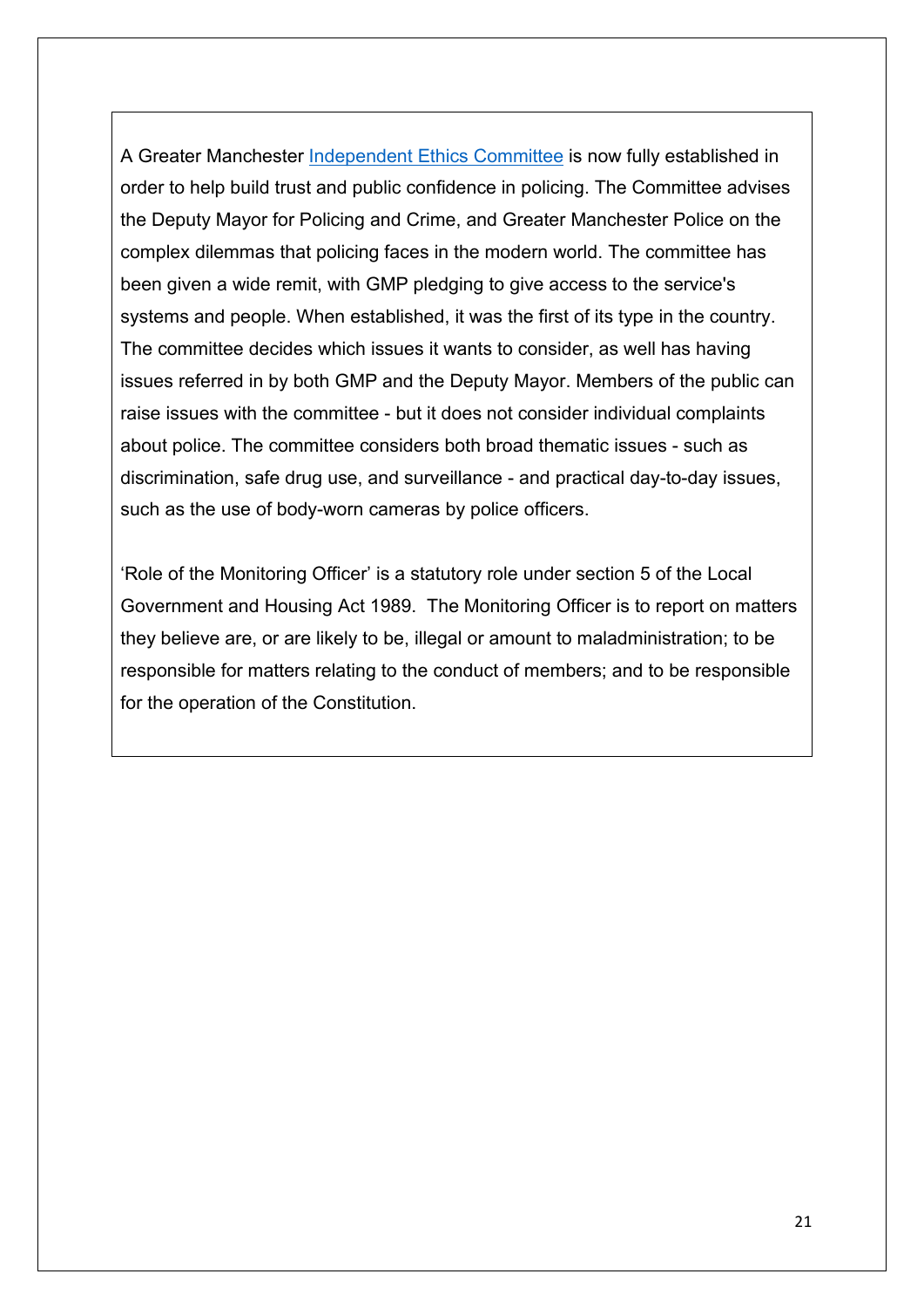A Greater Manchester Independent Ethics Committee is now fully established in order to help build trust and public confidence in policing. The Committee advises the Deputy Mayor for Policing and Crime, and Greater Manchester Police on the complex dilemmas that policing faces in the modern world. The committee has been given a wide remit, with GMP pledging to give access to the service's systems and people. When established, it was the first of its type in the country. The committee decides which issues it wants to consider, as well has having issues referred in by both GMP and the Deputy Mayor. Members of the public can raise issues with the committee - but it does not consider individual complaints about police. The committee considers both broad thematic issues - such as discrimination, safe drug use, and surveillance - and practical day-to-day issues, such as the use of body-worn cameras by police officers.

'Role of the Monitoring Officer' is a statutory role under section 5 of the Local Government and Housing Act 1989. The Monitoring Officer is to report on matters they believe are, or are likely to be, illegal or amount to maladministration; to be responsible for matters relating to the conduct of members; and to be responsible for the operation of the Constitution.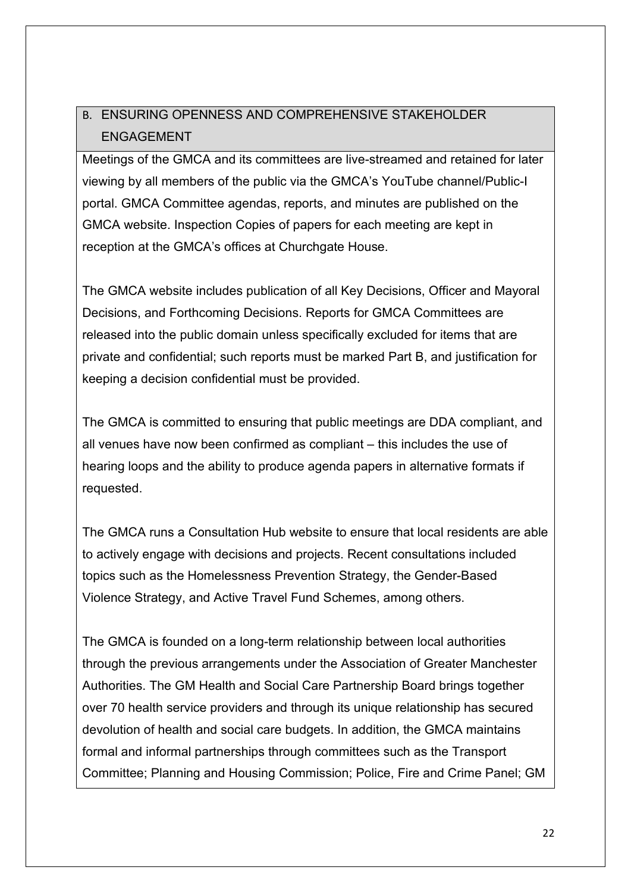## B. ENSURING OPENNESS AND COMPREHENSIVE STAKEHOLDER ENGAGEMENT

Meetings of the GMCA and its committees are live-streamed and retained for later viewing by all members of the public via the GMCA's YouTube channel/Public-I portal. GMCA Committee agendas, reports, and minutes are published on the GMCA website. Inspection Copies of papers for each meeting are kept in reception at the GMCA's offices at Churchgate House.

The GMCA website includes publication of all Key Decisions, Officer and Mayoral Decisions, and Forthcoming Decisions. Reports for GMCA Committees are released into the public domain unless specifically excluded for items that are private and confidential; such reports must be marked Part B, and justification for keeping a decision confidential must be provided.

The GMCA is committed to ensuring that public meetings are DDA compliant, and all venues have now been confirmed as compliant – this includes the use of hearing loops and the ability to produce agenda papers in alternative formats if requested.

The GMCA runs a Consultation Hub website to ensure that local residents are able to actively engage with decisions and projects. Recent consultations included topics such as the Homelessness Prevention Strategy, the Gender-Based Violence Strategy, and Active Travel Fund Schemes, among others.

The GMCA is founded on a long-term relationship between local authorities through the previous arrangements under the Association of Greater Manchester Authorities. The GM Health and Social Care Partnership Board brings together over 70 health service providers and through its unique relationship has secured devolution of health and social care budgets. In addition, the GMCA maintains formal and informal partnerships through committees such as the Transport Committee; Planning and Housing Commission; Police, Fire and Crime Panel; GM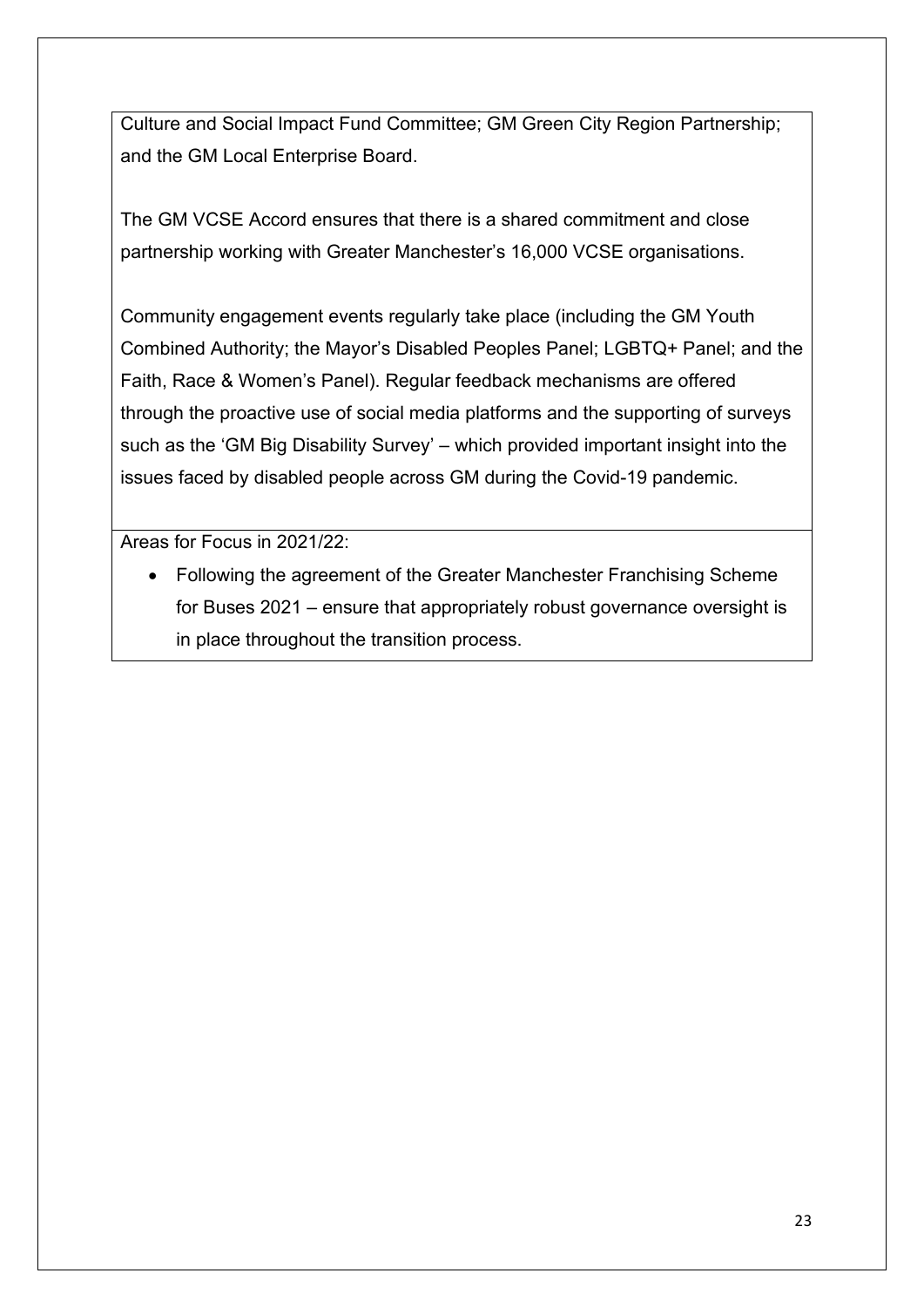Culture and Social Impact Fund Committee; GM Green City Region Partnership; and the GM Local Enterprise Board.

The GM VCSE Accord ensures that there is a shared commitment and close partnership working with Greater Manchester's 16,000 VCSE organisations.

Community engagement events regularly take place (including the GM Youth Combined Authority; the Mayor's Disabled Peoples Panel; LGBTQ+ Panel; and the Faith, Race & Women's Panel). Regular feedback mechanisms are offered through the proactive use of social media platforms and the supporting of surveys such as the 'GM Big Disability Survey' – which provided important insight into the issues faced by disabled people across GM during the Covid-19 pandemic.

Areas for Focus in 2021/22:

- Following the agreement of the Greater Manchester Franchising Scheme for Buses 2021 – ensure that appropriately robust governance oversight is in place throughout the transition process.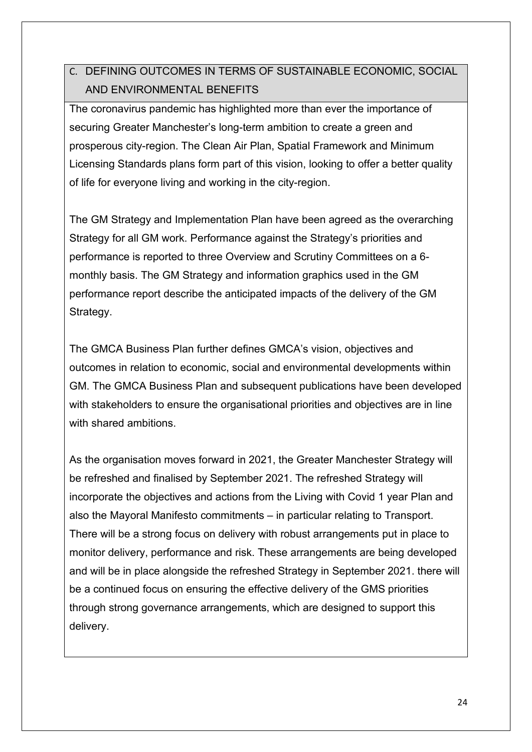## C. DEFINING OUTCOMES IN TERMS OF SUSTAINABLE ECONOMIC, SOCIAL AND ENVIRONMENTAL BENEFITS

The coronavirus pandemic has highlighted more than ever the importance of securing Greater Manchester's long-term ambition to create a green and prosperous city-region. The Clean Air Plan, Spatial Framework and Minimum Licensing Standards plans form part of this vision, looking to offer a better quality of life for everyone living and working in the city-region.

The GM Strategy and Implementation Plan have been agreed as the overarching Strategy for all GM work. Performance against the Strategy's priorities and performance is reported to three Overview and Scrutiny Committees on a 6-monthly basis. The GM Strategy and information graphics used in the GM performance report describe the anticipated impacts of the delivery of the GM Strategy.

The GMCA Business Plan further defines GMCA's vision, objectives and outcomes in relation to economic, social and environmental developments within GM. The GMCA Business Plan and subsequent publications have been developed with stakeholders to ensure the organisational priorities and objectives are in line with shared ambitions.

As the organisation moves forward in 2021, the Greater Manchester Strategy will be refreshed and finalised by September 2021. The refreshed Strategy will incorporate the objectives and actions from the Living with Covid 1 year Plan and also the Mayoral Manifesto commitments – in particular relating to Transport. There will be a strong focus on delivery with robust arrangements put in place to monitor delivery, performance and risk. These arrangements are being developed and will be in place alongside the refreshed Strategy in September 2021. there will be a continued focus on ensuring the effective delivery of the GMS priorities through strong governance arrangements, which are designed to support this delivery.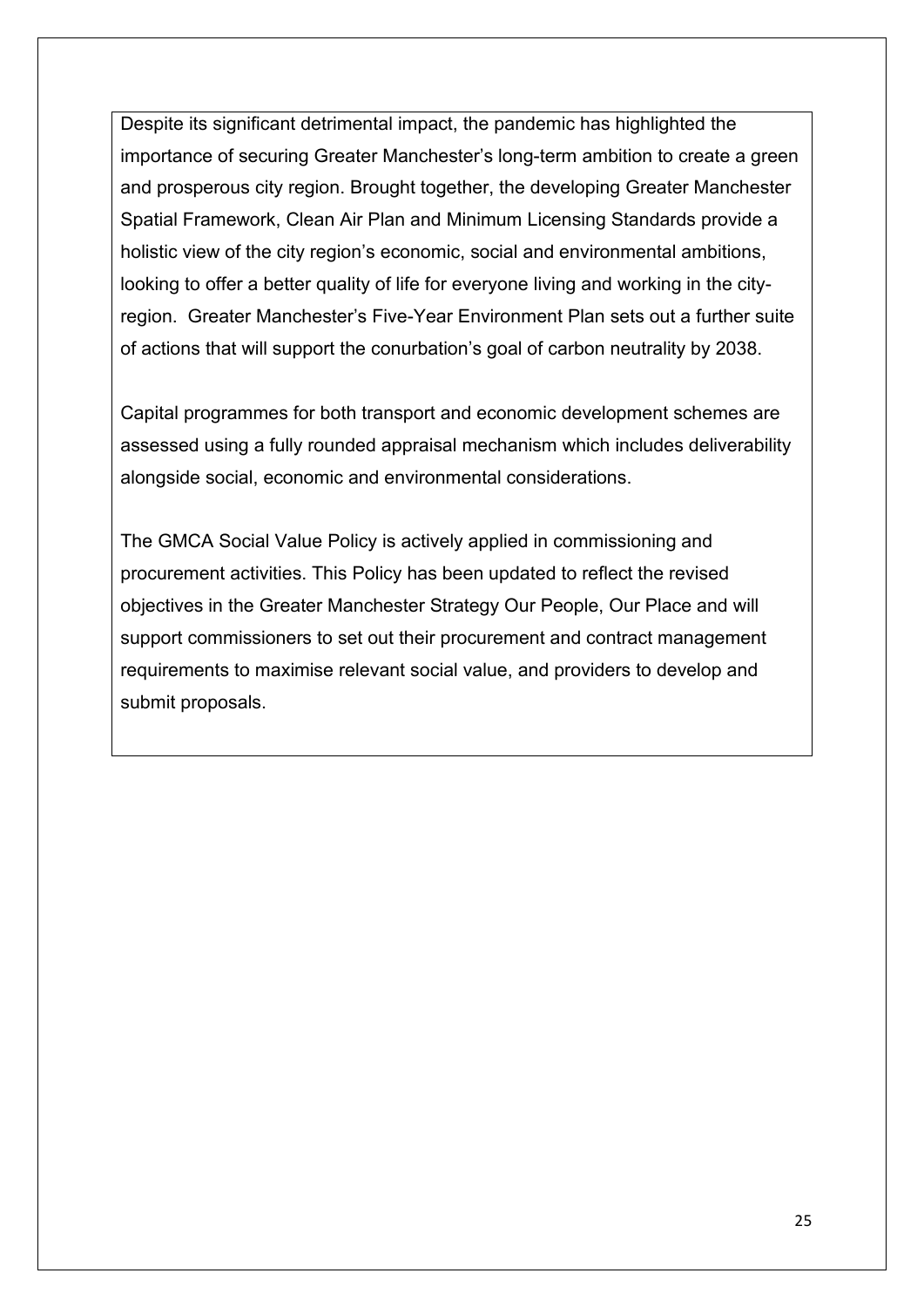Despite its significant detrimental impact, the pandemic has highlighted the importance of securing Greater Manchester's long-term ambition to create a green and prosperous city region. Brought together, the developing Greater Manchester Spatial Framework, Clean Air Plan and Minimum Licensing Standards provide a holistic view of the city region's economic, social and environmental ambitions, looking to offer a better quality of life for everyone living and working in the city-region. Greater Manchester's Five-Year Environment Plan sets out a further suite of actions that will support the conurbation's goal of carbon neutrality by 2038.

Capital programmes for both transport and economic development schemes are assessed using a fully rounded appraisal mechanism which includes deliverability alongside social, economic and environmental considerations.

The GMCA Social Value Policy is actively applied in commissioning and procurement activities. This Policy has been updated to reflect the revised objectives in the Greater Manchester Strategy Our People, Our Place and will support commissioners to set out their procurement and contract management requirements to maximise relevant social value, and providers to develop and submit proposals.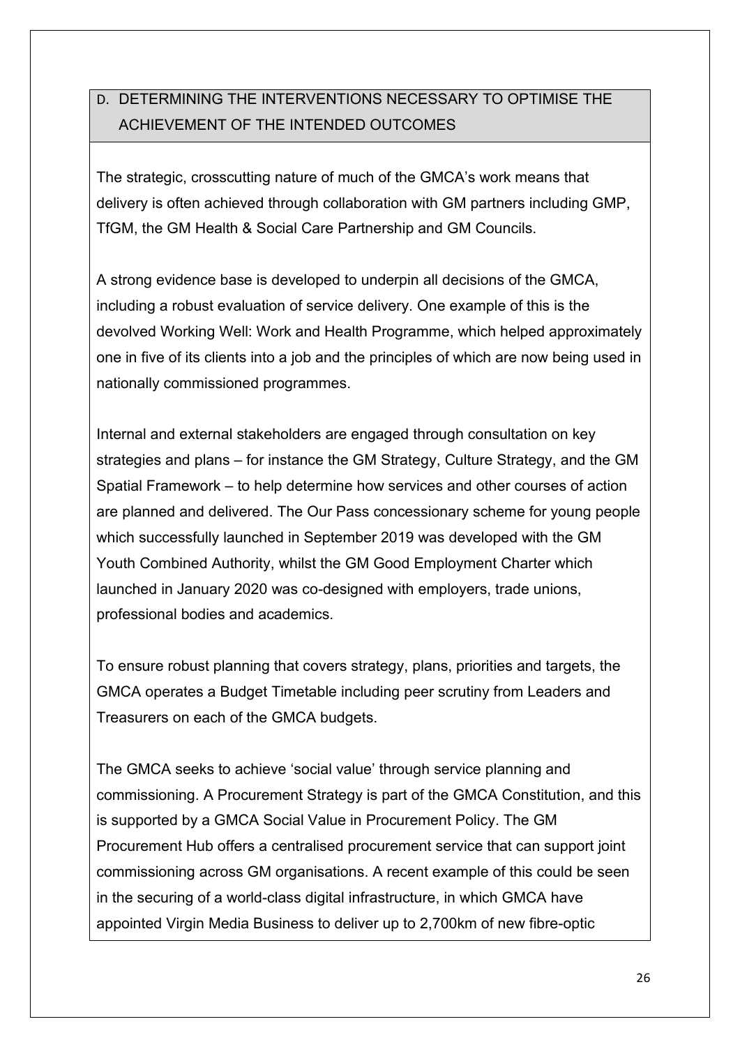## D. DETERMINING THE INTERVENTIONS NECESSARY TO OPTIMISE THE ACHIEVEMENT OF THE INTENDED OUTCOMES

The strategic, crosscutting nature of much of the GMCA's work means that delivery is often achieved through collaboration with GM partners including GMP, TfGM, the GM Health & Social Care Partnership and GM Councils.

A strong evidence base is developed to underpin all decisions of the GMCA, including a robust evaluation of service delivery. One example of this is the devolved Working Well: Work and Health Programme, which helped approximately one in five of its clients into a job and the principles of which are now being used in nationally commissioned programmes.

Internal and external stakeholders are engaged through consultation on key strategies and plans – for instance the GM Strategy, Culture Strategy, and the GM Spatial Framework – to help determine how services and other courses of action are planned and delivered. The Our Pass concessionary scheme for young people which successfully launched in September 2019 was developed with the GM Youth Combined Authority, whilst the GM Good Employment Charter which launched in January 2020 was co-designed with employers, trade unions, professional bodies and academics.

To ensure robust planning that covers strategy, plans, priorities and targets, the GMCA operates a Budget Timetable including peer scrutiny from Leaders and Treasurers on each of the GMCA budgets.

The GMCA seeks to achieve 'social value' through service planning and commissioning. A Procurement Strategy is part of the GMCA Constitution, and this is supported by a GMCA Social Value in Procurement Policy. The GM Procurement Hub offers a centralised procurement service that can support joint commissioning across GM organisations. A recent example of this could be seen in the securing of a world-class digital infrastructure, in which GMCA have appointed Virgin Media Business to deliver up to 2,700km of new fibre-optic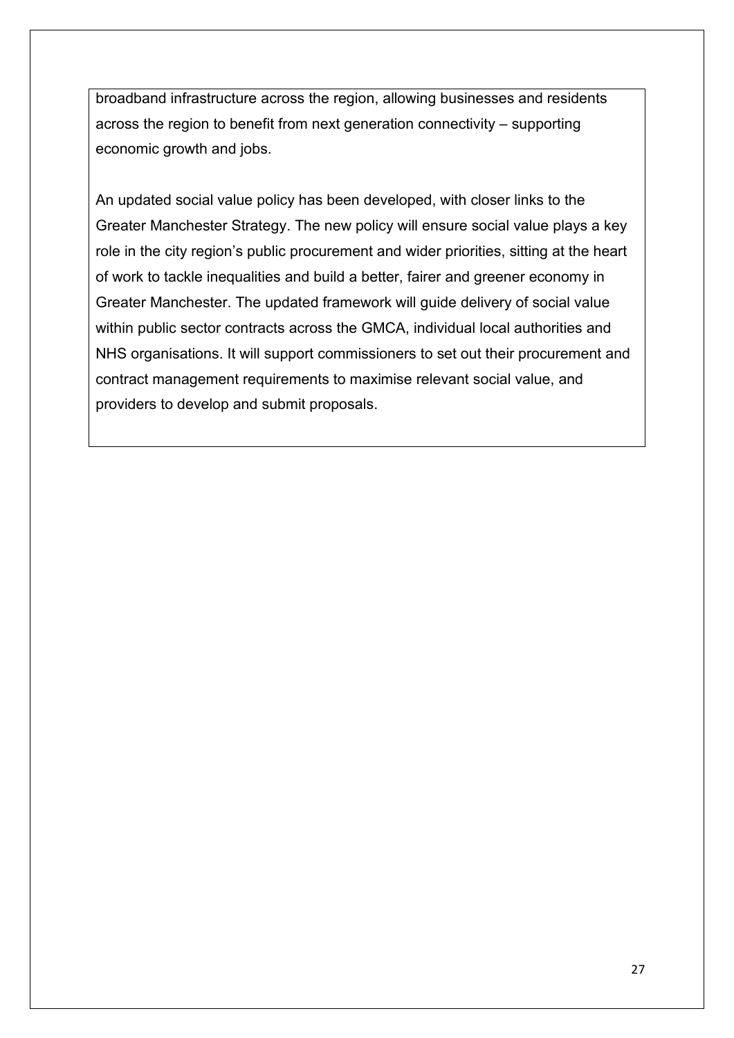broadband infrastructure across the region, allowing businesses and residents across the region to benefit from next generation connectivity – supporting economic growth and jobs.

An updated social value policy has been developed, with closer links to the Greater Manchester Strategy. The new policy will ensure social value plays a key role in the city region's public procurement and wider priorities, sitting at the heart of work to tackle inequalities and build a better, fairer and greener economy in Greater Manchester. The updated framework will guide delivery of social value within public sector contracts across the GMCA, individual local authorities and NHS organisations. It will support commissioners to set out their procurement and contract management requirements to maximise relevant social value, and providers to develop and submit proposals.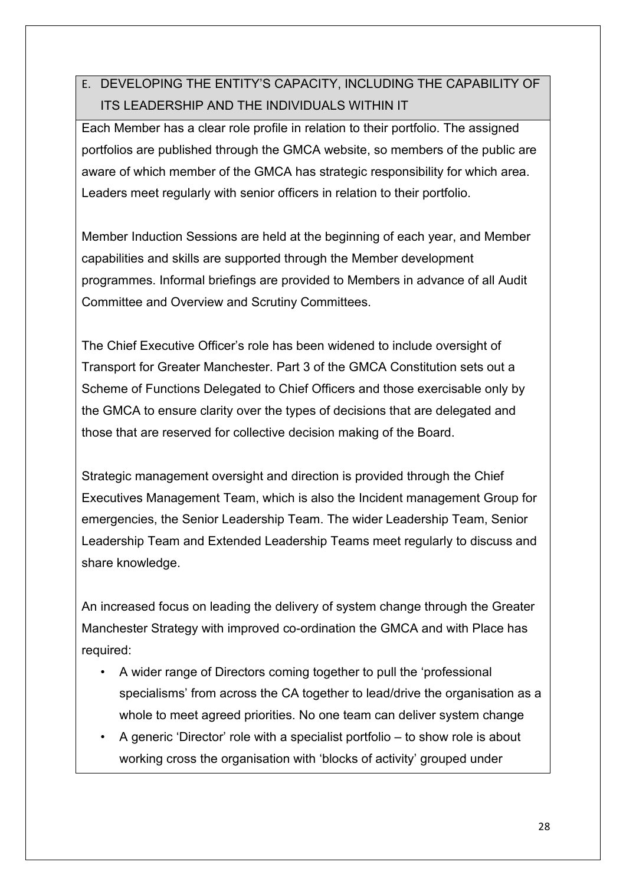## E. DEVELOPING THE ENTITY'S CAPACITY, INCLUDING THE CAPABILITY OF ITS LEADERSHIP AND THE INDIVIDUALS WITHIN IT

Each Member has a clear role profile in relation to their portfolio. The assigned portfolios are published through the GMCA website, so members of the public are aware of which member of the GMCA has strategic responsibility for which area. Leaders meet regularly with senior officers in relation to their portfolio.

Member Induction Sessions are held at the beginning of each year, and Member capabilities and skills are supported through the Member development programmes. Informal briefings are provided to Members in advance of all Audit Committee and Overview and Scrutiny Committees.

The Chief Executive Officer's role has been widened to include oversight of Transport for Greater Manchester. Part 3 of the GMCA Constitution sets out a Scheme of Functions Delegated to Chief Officers and those exercisable only by the GMCA to ensure clarity over the types of decisions that are delegated and those that are reserved for collective decision making of the Board.

Strategic management oversight and direction is provided through the Chief Executives Management Team, which is also the Incident management Group for emergencies, the Senior Leadership Team. The wider Leadership Team, Senior Leadership Team and Extended Leadership Teams meet regularly to discuss and share knowledge.

An increased focus on leading the delivery of system change through the Greater Manchester Strategy with improved co-ordination the GMCA and with Place has required:

- A wider range of Directors coming together to pull the 'professional specialisms' from across the CA together to lead/drive the organisation as a whole to meet agreed priorities. No one team can deliver system change
- A generic 'Director' role with a specialist portfolio – to show role is about working cross the organisation with 'blocks of activity' grouped under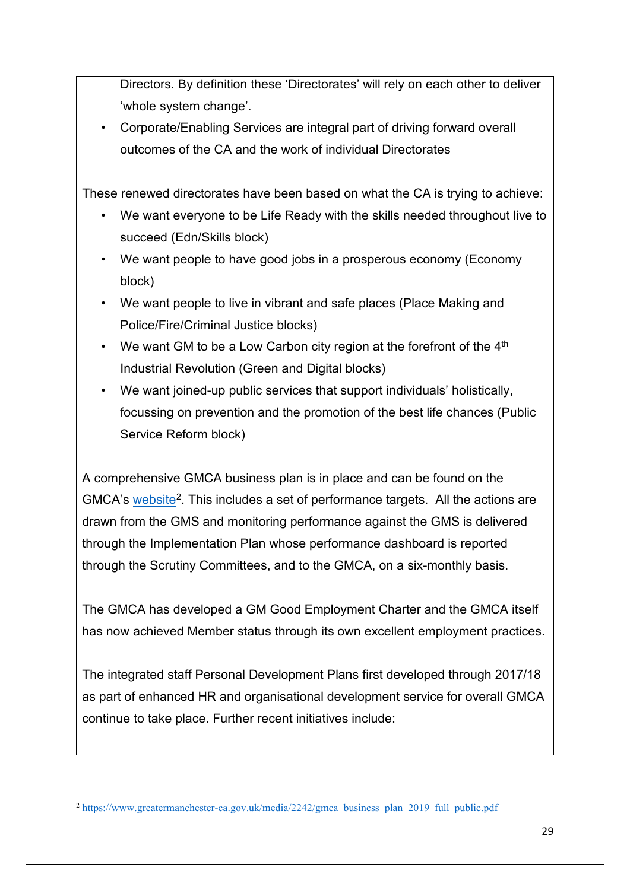Directors. By definition these 'Directorates' will rely on each other to deliver 'whole system change'.

- Corporate/Enabling Services are integral part of driving forward overall outcomes of the CA and the work of individual Directorates

These renewed directorates have been based on what the CA is trying to achieve:

- We want everyone to be Life Ready with the skills needed throughout live to succeed (Edn/Skills block)
- We want people to have good jobs in a prosperous economy (Economy block)
- We want people to live in vibrant and safe places (Place Making and Police/Fire/Criminal Justice blocks)
- We want GM to be a Low Carbon city region at the forefront of the 4th Industrial Revolution (Green and Digital blocks)
- We want joined-up public services that support individuals' holistically, focussing on prevention and the promotion of the best life chances (Public Service Reform block)

A comprehensive GMCA business plan is in place and can be found on the GMCA's website[2]. This includes a set of performance targets. All the actions are drawn from the GMS and monitoring performance against the GMS is delivered through the Implementation Plan whose performance dashboard is reported through the Scrutiny Committees, and to the GMCA, on a six-monthly basis.

The GMCA has developed a GM Good Employment Charter and the GMCA itself has now achieved Member status through its own excellent employment practices.

The integrated staff Personal Development Plans first developed through 2017/18 as part of enhanced HR and organisational development service for overall GMCA continue to take place. Further recent initiatives include:

---

[2] https://www.greatermanchester-ca.gov.uk/media/2242/gmca_business_plan_2019_full_public.pdf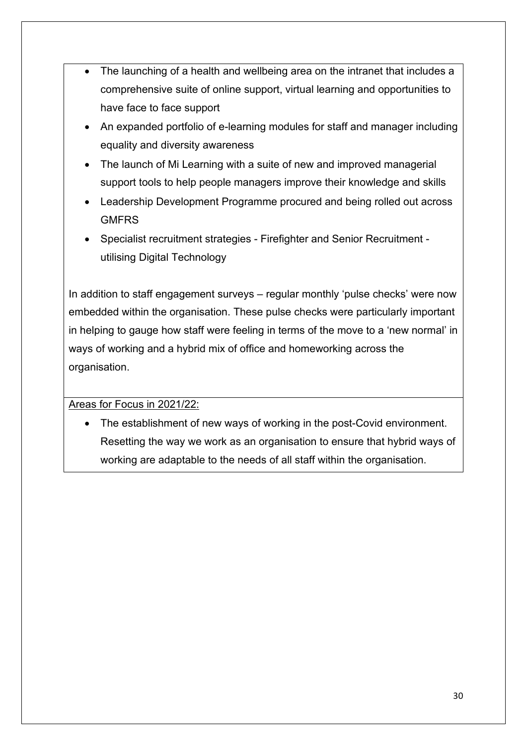- The launching of a health and wellbeing area on the intranet that includes a comprehensive suite of online support, virtual learning and opportunities to have face to face support
- An expanded portfolio of e-learning modules for staff and manager including equality and diversity awareness
- The launch of Mi Learning with a suite of new and improved managerial support tools to help people managers improve their knowledge and skills
- Leadership Development Programme procured and being rolled out across GMFRS
- Specialist recruitment strategies - Firefighter and Senior Recruitment - utilising Digital Technology

In addition to staff engagement surveys – regular monthly 'pulse checks' were now embedded within the organisation. These pulse checks were particularly important in helping to gauge how staff were feeling in terms of the move to a 'new normal' in ways of working and a hybrid mix of office and homeworking across the organisation.

<u>Areas for Focus in 2021/22:</u>

- The establishment of new ways of working in the post-Covid environment. Resetting the way we work as an organisation to ensure that hybrid ways of working are adaptable to the needs of all staff within the organisation.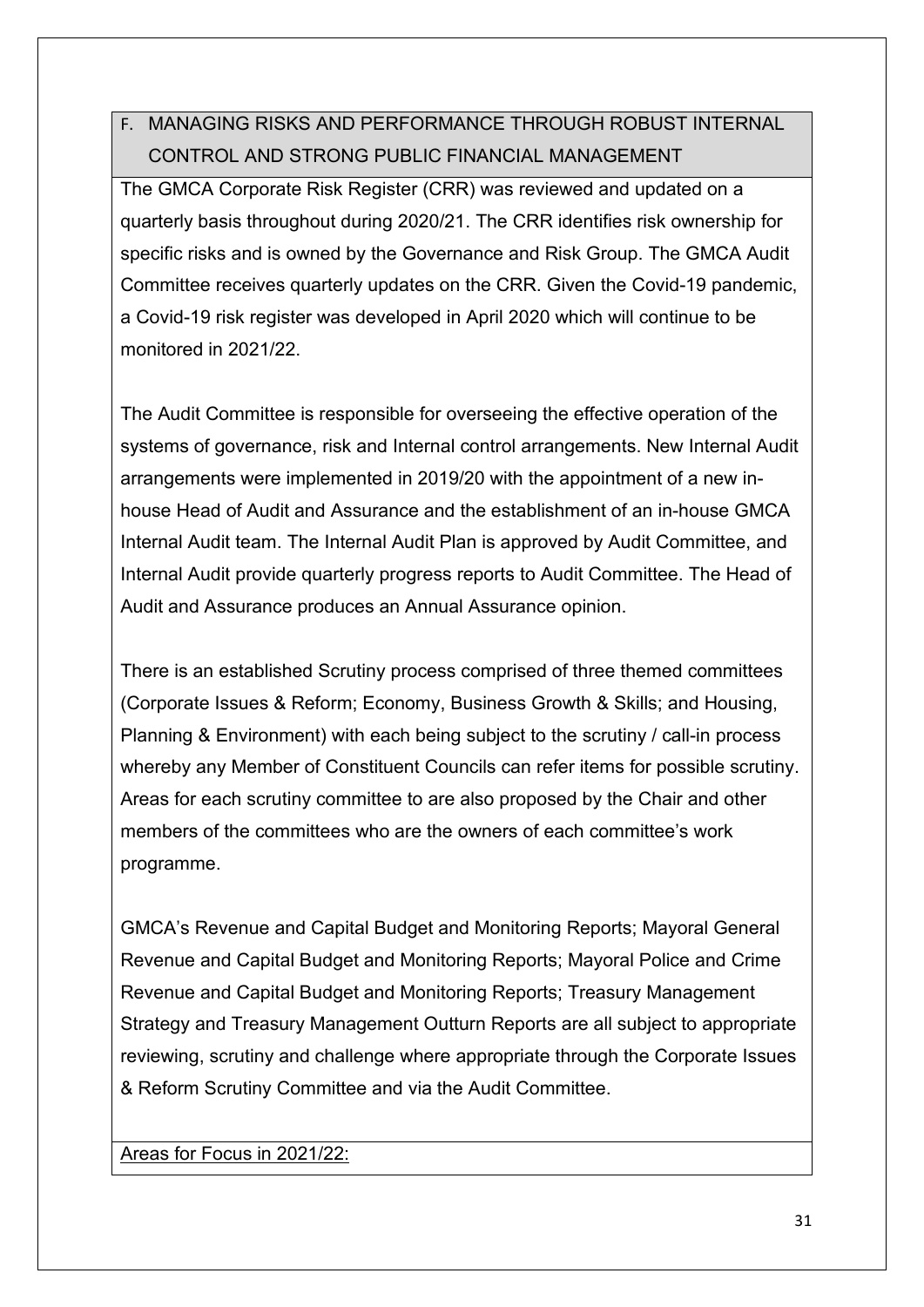## F. MANAGING RISKS AND PERFORMANCE THROUGH ROBUST INTERNAL CONTROL AND STRONG PUBLIC FINANCIAL MANAGEMENT

The GMCA Corporate Risk Register (CRR) was reviewed and updated on a quarterly basis throughout during 2020/21. The CRR identifies risk ownership for specific risks and is owned by the Governance and Risk Group. The GMCA Audit Committee receives quarterly updates on the CRR. Given the Covid-19 pandemic, a Covid-19 risk register was developed in April 2020 which will continue to be monitored in 2021/22.

The Audit Committee is responsible for overseeing the effective operation of the systems of governance, risk and Internal control arrangements. New Internal Audit arrangements were implemented in 2019/20 with the appointment of a new in-house Head of Audit and Assurance and the establishment of an in-house GMCA Internal Audit team. The Internal Audit Plan is approved by Audit Committee, and Internal Audit provide quarterly progress reports to Audit Committee. The Head of Audit and Assurance produces an Annual Assurance opinion.

There is an established Scrutiny process comprised of three themed committees (Corporate Issues & Reform; Economy, Business Growth & Skills; and Housing, Planning & Environment) with each being subject to the scrutiny / call-in process whereby any Member of Constituent Councils can refer items for possible scrutiny. Areas for each scrutiny committee to are also proposed by the Chair and other members of the committees who are the owners of each committee's work programme.

GMCA's Revenue and Capital Budget and Monitoring Reports; Mayoral General Revenue and Capital Budget and Monitoring Reports; Mayoral Police and Crime Revenue and Capital Budget and Monitoring Reports; Treasury Management Strategy and Treasury Management Outturn Reports are all subject to appropriate reviewing, scrutiny and challenge where appropriate through the Corporate Issues & Reform Scrutiny Committee and via the Audit Committee.

Areas for Focus in 2021/22: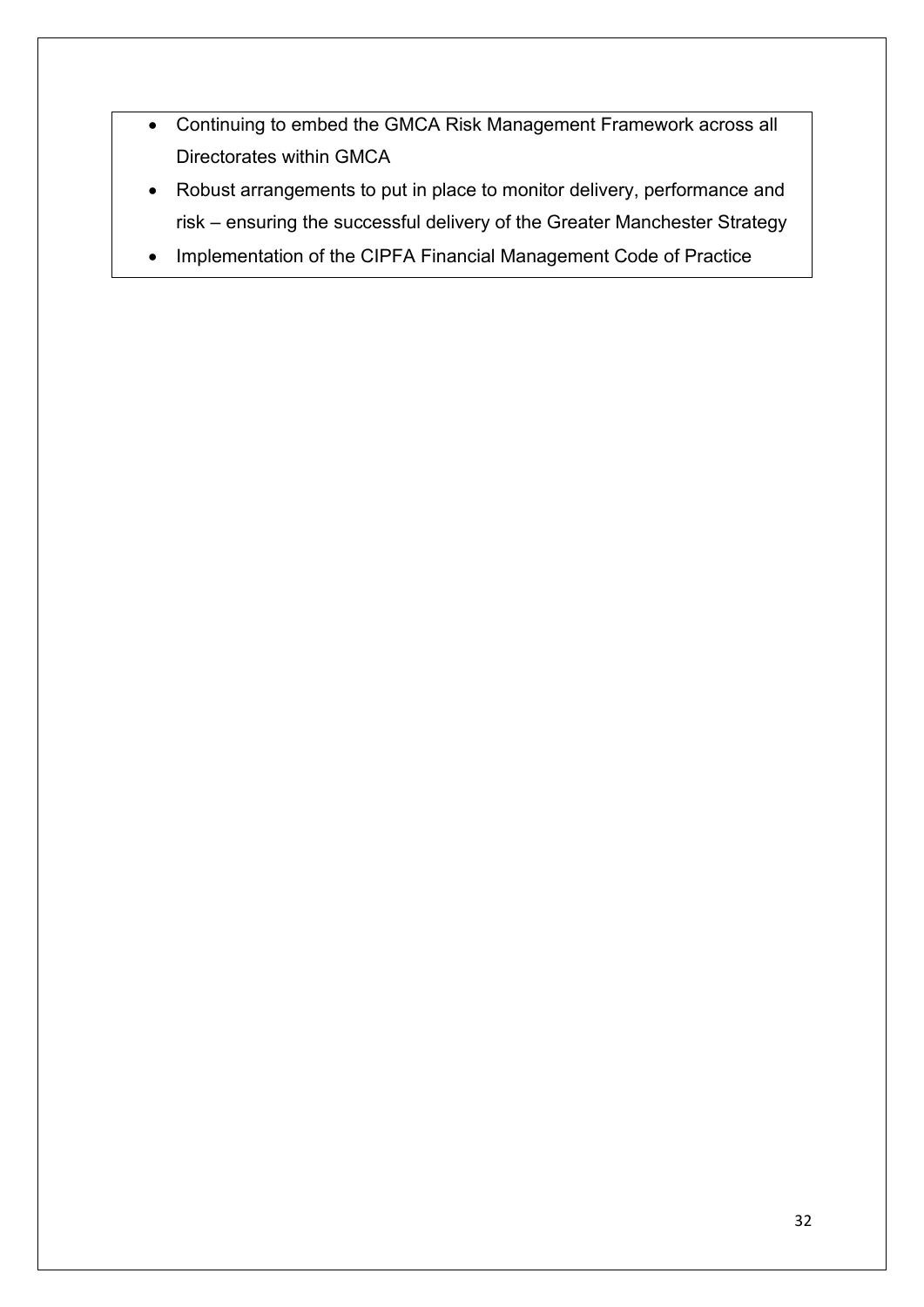- Continuing to embed the GMCA Risk Management Framework across all Directorates within GMCA
- Robust arrangements to put in place to monitor delivery, performance and risk – ensuring the successful delivery of the Greater Manchester Strategy
- Implementation of the CIPFA Financial Management Code of Practice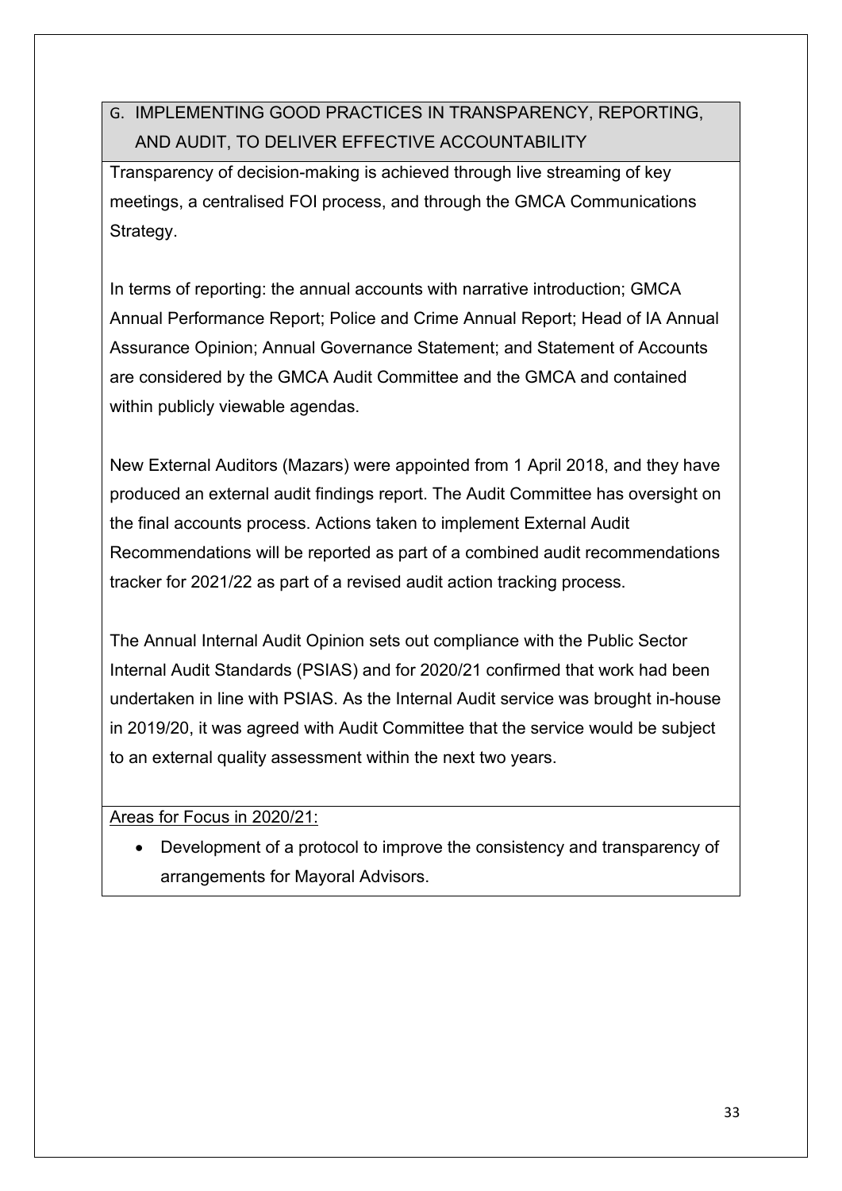## G. IMPLEMENTING GOOD PRACTICES IN TRANSPARENCY, REPORTING, AND AUDIT, TO DELIVER EFFECTIVE ACCOUNTABILITY

Transparency of decision-making is achieved through live streaming of key meetings, a centralised FOI process, and through the GMCA Communications Strategy.

In terms of reporting: the annual accounts with narrative introduction; GMCA Annual Performance Report; Police and Crime Annual Report; Head of IA Annual Assurance Opinion; Annual Governance Statement; and Statement of Accounts are considered by the GMCA Audit Committee and the GMCA and contained within publicly viewable agendas.

New External Auditors (Mazars) were appointed from 1 April 2018, and they have produced an external audit findings report. The Audit Committee has oversight on the final accounts process. Actions taken to implement External Audit Recommendations will be reported as part of a combined audit recommendations tracker for 2021/22 as part of a revised audit action tracking process.

The Annual Internal Audit Opinion sets out compliance with the Public Sector Internal Audit Standards (PSIAS) and for 2020/21 confirmed that work had been undertaken in line with PSIAS. As the Internal Audit service was brought in-house in 2019/20, it was agreed with Audit Committee that the service would be subject to an external quality assessment within the next two years.

Areas for Focus in 2020/21:

- Development of a protocol to improve the consistency and transparency of arrangements for Mayoral Advisors.